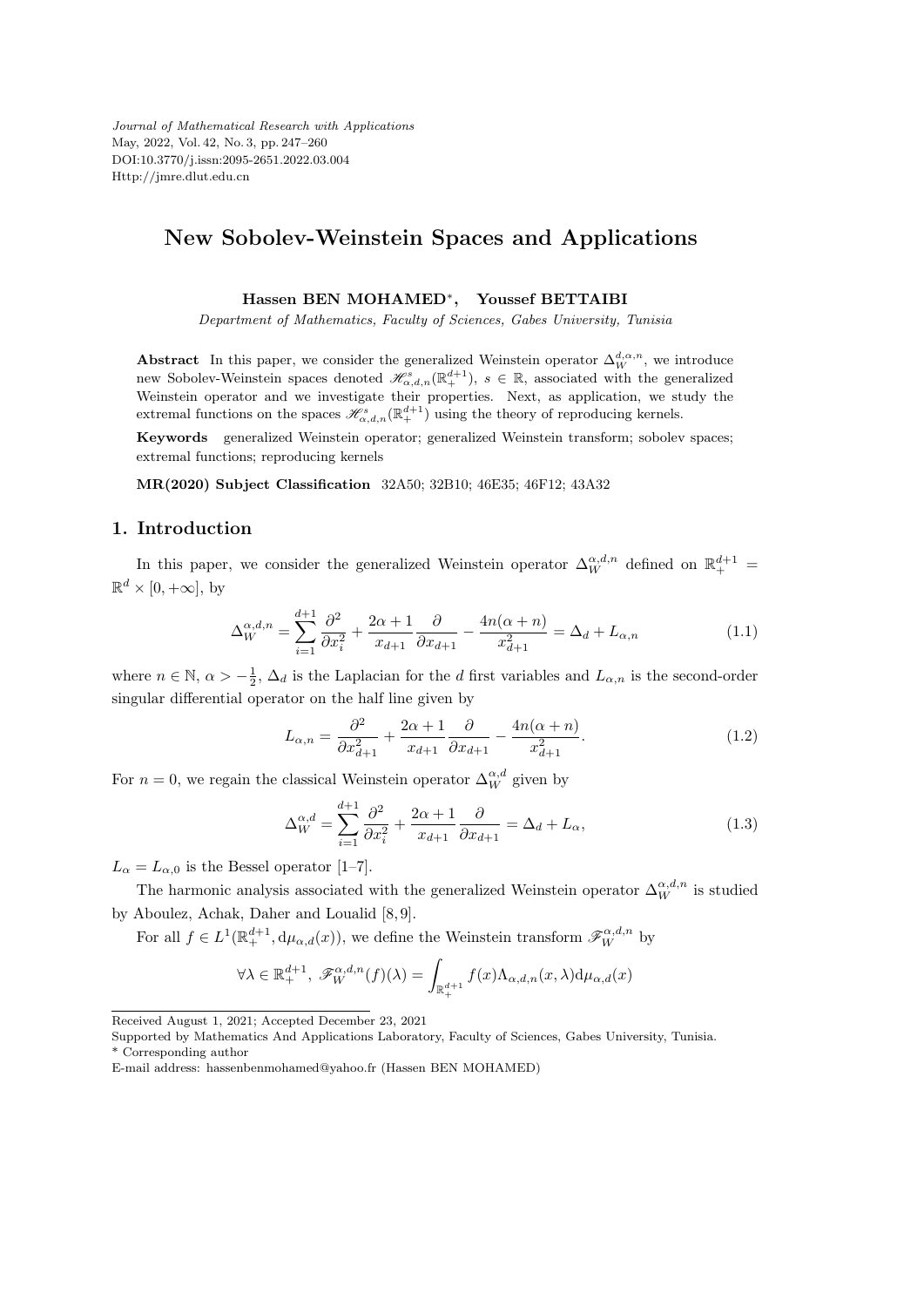# New Sobolev-Weinstein Spaces and Applications

**Hassen BEN MOHAMED***, **Youssef BETTAIBI**

*Department of Mathematics, Faculty of Sciences, Gabes University, Tunisia*

**Abstract** In this paper, we consider the generalized Weinstein operator $\Delta_W^{d,\alpha,n}$, we introduce new Sobolev-Weinstein spaces denoted $\mathscr{H}^s_{\alpha,d,n}(\mathbb{R}^{d+1}_+)$, $s \in \mathbb{R}$, associated with the generalized Weinstein operator and we investigate their properties. Next, as application, we study the extremal functions on the spaces $\mathscr{H}^s_{\alpha,d,n}(\mathbb{R}^{d+1}_+)$ using the theory of reproducing kernels.

**Keywords** generalized Weinstein operator; generalized Weinstein transform; sobolev spaces; extremal functions; reproducing kernels

**MR(2020) Subject Classification** 32A50; 32B10; 46E35; 46F12; 43A32

## 1. Introduction

In this paper, we consider the generalized Weinstein operator $\Delta_W^{\alpha,d,n}$ defined on $\mathbb{R}^{d+1}_+ = \mathbb{R}^d \times [0, +\infty]$, by

$$\Delta_W^{\alpha,d,n} = \sum_{i=1}^{d+1} \frac{\partial^2}{\partial x_i^2} + \frac{2\alpha+1}{x_{d+1}} \frac{\partial}{\partial x_{d+1}} - \frac{4n(\alpha+n)}{x_{d+1}^2} = \Delta_d + L_{\alpha,n} \tag{1.1}$$

where $n \in \mathbb{N}$, $\alpha > -\frac{1}{2}$, $\Delta_d$ is the Laplacian for the $d$ first variables and $L_{\alpha,n}$ is the second-order singular differential operator on the half line given by

$$L_{\alpha,n} = \frac{\partial^2}{\partial x_{d+1}^2} + \frac{2\alpha+1}{x_{d+1}} \frac{\partial}{\partial x_{d+1}} - \frac{4n(\alpha+n)}{x_{d+1}^2}. \tag{1.2}$$

For $n = 0$, we regain the classical Weinstein operator $\Delta_W^{\alpha,d}$ given by

$$\Delta_W^{\alpha,d} = \sum_{i=1}^{d+1} \frac{\partial^2}{\partial x_i^2} + \frac{2\alpha+1}{x_{d+1}} \frac{\partial}{\partial x_{d+1}} = \Delta_d + L_\alpha, \tag{1.3}$$

$L_\alpha = L_{\alpha,0}$ is the Bessel operator [1–7].

The harmonic analysis associated with the generalized Weinstein operator $\Delta_W^{\alpha,d,n}$ is studied by Aboulez, Achak, Daher and Loualid [8,9].

For all $f \in L^1(\mathbb{R}^{d+1}_+, \mathrm{d}\mu_{\alpha,d}(x))$, we define the Weinstein transform $\mathscr{F}_W^{\alpha,d,n}$ by

$$\forall \lambda \in \mathbb{R}^{d+1}_+,\ \mathscr{F}_W^{\alpha,d,n}(f)(\lambda) = \int_{\mathbb{R}^{d+1}_+} f(x) \Lambda_{\alpha,d,n}(x,\lambda) \mathrm{d}\mu_{\alpha,d}(x)$$

---

Received August 1, 2021; Accepted December 23, 2021

Supported by Mathematics And Applications Laboratory, Faculty of Sciences, Gabes University, Tunisia.

\* Corresponding author

E-mail address: hassenbenmohamed@yahoo.fr (Hassen BEN MOHAMED)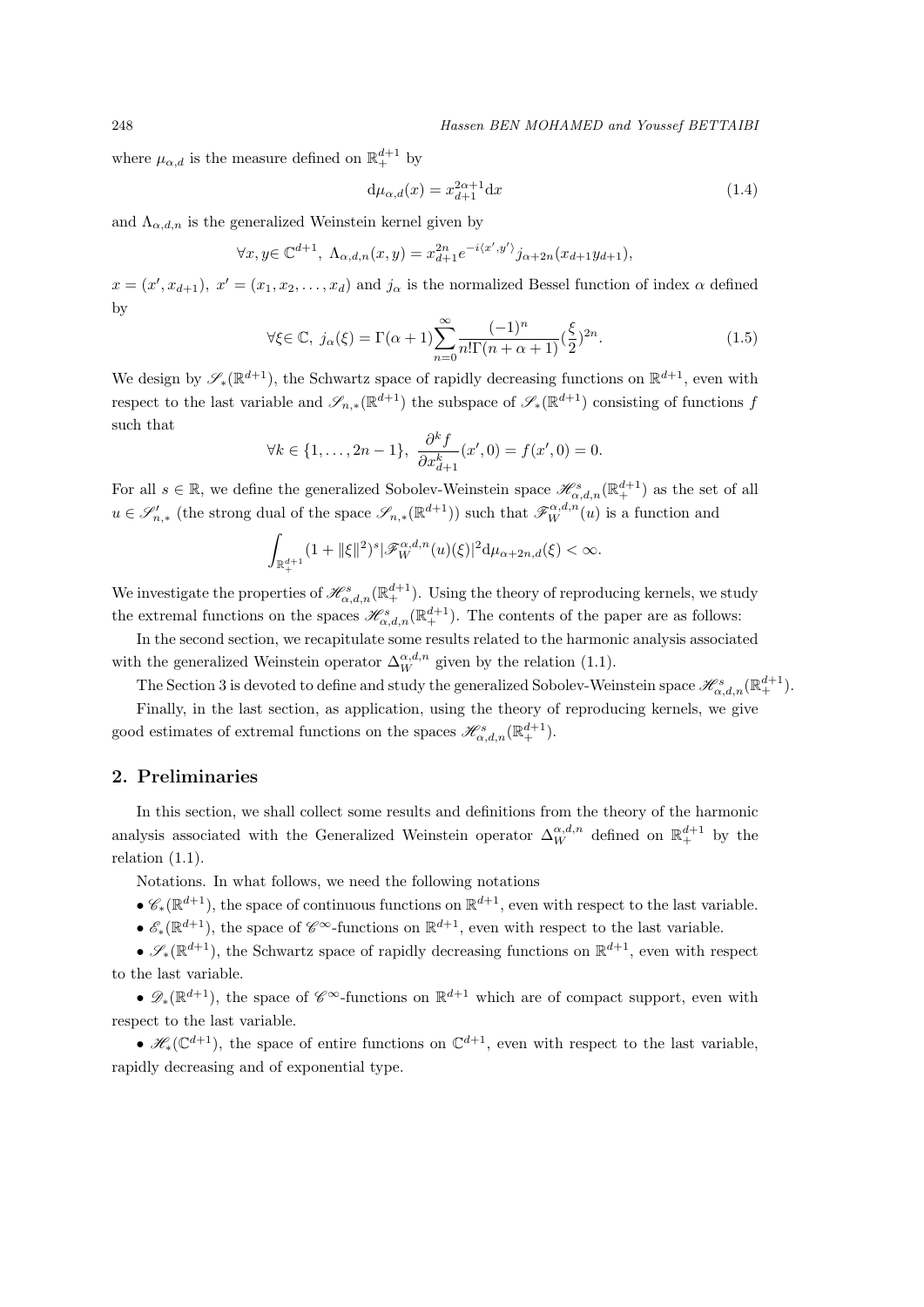where $\mu_{\alpha,d}$ is the measure defined on $\mathbb{R}_+^{d+1}$ by

$$\mathrm{d}\mu_{\alpha,d}(x) = x_{d+1}^{2\alpha+1}\mathrm{d}x \tag{1.4}$$

and $\Lambda_{\alpha,d,n}$ is the generalized Weinstein kernel given by

$$\forall x, y \in \mathbb{C}^{d+1},\ \Lambda_{\alpha,d,n}(x,y) = x_{d+1}^{2n} e^{-i\langle x',y'\rangle} j_{\alpha+2n}(x_{d+1}y_{d+1}),$$

$x = (x', x_{d+1})$, $x' = (x_1, x_2, \ldots, x_d)$ and $j_\alpha$ is the normalized Bessel function of index $\alpha$ defined by

$$\forall \xi \in \mathbb{C},\ j_\alpha(\xi) = \Gamma(\alpha+1)\sum_{n=0}^{\infty}\frac{(-1)^n}{n!\Gamma(n+\alpha+1)}(\frac{\xi}{2})^{2n}. \tag{1.5}$$

We design by $\mathscr{S}_*(\mathbb{R}^{d+1})$, the Schwartz space of rapidly decreasing functions on $\mathbb{R}^{d+1}$, even with respect to the last variable and $\mathscr{S}_{n,*}(\mathbb{R}^{d+1})$ the subspace of $\mathscr{S}_*(\mathbb{R}^{d+1})$ consisting of functions $f$ such that

$$\forall k \in \{1, \ldots, 2n-1\},\ \frac{\partial^k f}{\partial x_{d+1}^k}(x', 0) = f(x', 0) = 0.$$

For all $s \in \mathbb{R}$, we define the generalized Sobolev-Weinstein space $\mathscr{H}^s_{\alpha,d,n}(\mathbb{R}_+^{d+1})$ as the set of all $u \in \mathscr{S}'_{n,*}$ (the strong dual of the space $\mathscr{S}_{n,*}(\mathbb{R}^{d+1})$) such that $\mathscr{F}_W^{\alpha,d,n}(u)$ is a function and

$$\int_{\mathbb{R}_+^{d+1}} (1 + \|\xi\|^2)^s |\mathscr{F}_W^{\alpha,d,n}(u)(\xi)|^2 \mathrm{d}\mu_{\alpha+2n,d}(\xi) < \infty.$$

We investigate the properties of $\mathscr{H}^s_{\alpha,d,n}(\mathbb{R}_+^{d+1})$. Using the theory of reproducing kernels, we study the extremal functions on the spaces $\mathscr{H}^s_{\alpha,d,n}(\mathbb{R}_+^{d+1})$. The contents of the paper are as follows:

In the second section, we recapitulate some results related to the harmonic analysis associated with the generalized Weinstein operator $\Delta_W^{\alpha,d,n}$ given by the relation (1.1).

The Section 3 is devoted to define and study the generalized Sobolev-Weinstein space $\mathscr{H}^s_{\alpha,d,n}(\mathbb{R}_+^{d+1})$.

Finally, in the last section, as application, using the theory of reproducing kernels, we give good estimates of extremal functions on the spaces $\mathscr{H}^s_{\alpha,d,n}(\mathbb{R}_+^{d+1})$.

## 2. Preliminaries

In this section, we shall collect some results and definitions from the theory of the harmonic analysis associated with the Generalized Weinstein operator $\Delta_W^{\alpha,d,n}$ defined on $\mathbb{R}_+^{d+1}$ by the relation (1.1).

Notations. In what follows, we need the following notations

- $\mathscr{C}_*(\mathbb{R}^{d+1})$, the space of continuous functions on $\mathbb{R}^{d+1}$, even with respect to the last variable.
- $\mathscr{E}_*(\mathbb{R}^{d+1})$, the space of $\mathscr{C}^\infty$-functions on $\mathbb{R}^{d+1}$, even with respect to the last variable.
- $\mathscr{S}_*(\mathbb{R}^{d+1})$, the Schwartz space of rapidly decreasing functions on $\mathbb{R}^{d+1}$, even with respect to the last variable.
- $\mathscr{D}_*(\mathbb{R}^{d+1})$, the space of $\mathscr{C}^\infty$-functions on $\mathbb{R}^{d+1}$ which are of compact support, even with respect to the last variable.
- $\mathscr{H}_*(\mathbb{C}^{d+1})$, the space of entire functions on $\mathbb{C}^{d+1}$, even with respect to the last variable, rapidly decreasing and of exponential type.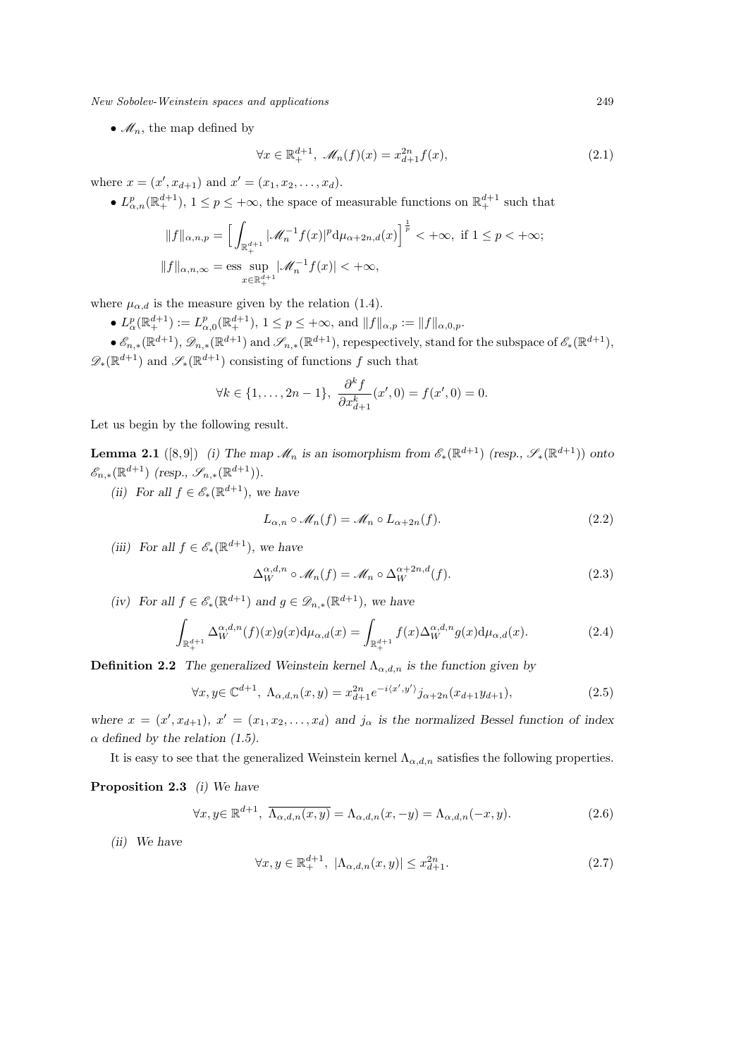- $\mathscr{M}_n$, the map defined by

$$\forall x \in \mathbb{R}_+^{d+1},\ \mathscr{M}_n(f)(x) = x_{d+1}^{2n} f(x), \tag{2.1}$$

where $x = (x', x_{d+1})$ and $x' = (x_1, x_2, \ldots, x_d)$.

- $L^p_{\alpha,n}(\mathbb{R}_+^{d+1})$, $1 \le p \le +\infty$, the space of measurable functions on $\mathbb{R}_+^{d+1}$ such that

$$\|f\|_{\alpha,n,p} = \Big[ \int_{\mathbb{R}_+^{d+1}} |\mathscr{M}_n^{-1} f(x)|^p \mathrm{d}\mu_{\alpha+2n,d}(x) \Big]^{\frac{1}{p}} < +\infty, \text{ if } 1 \le p < +\infty;$$

$$\|f\|_{\alpha,n,\infty} = \operatorname*{ess\,sup}_{x \in \mathbb{R}_+^{d+1}} |\mathscr{M}_n^{-1} f(x)| < +\infty,$$

where $\mu_{\alpha,d}$ is the measure given by the relation (1.4).

- $L^p_\alpha(\mathbb{R}_+^{d+1}) := L^p_{\alpha,0}(\mathbb{R}_+^{d+1})$, $1 \le p \le +\infty$, and $\|f\|_{\alpha,p} := \|f\|_{\alpha,0,p}$.
- $\mathscr{E}_{n,*}(\mathbb{R}^{d+1})$, $\mathscr{D}_{n,*}(\mathbb{R}^{d+1})$ and $\mathscr{S}_{n,*}(\mathbb{R}^{d+1})$, repespectively, stand for the subspace of $\mathscr{E}_*(\mathbb{R}^{d+1})$, $\mathscr{D}_*(\mathbb{R}^{d+1})$ and $\mathscr{S}_*(\mathbb{R}^{d+1})$ consisting of functions $f$ such that

$$\forall k \in \{1, \ldots, 2n-1\},\ \frac{\partial^k f}{\partial x_{d+1}^k}(x', 0) = f(x', 0) = 0.$$

Let us begin by the following result.

**Lemma 2.1** ([8,9]) *(i) The map $\mathscr{M}_n$ is an isomorphism from $\mathscr{E}_*(\mathbb{R}^{d+1})$ (resp., $\mathscr{S}_*(\mathbb{R}^{d+1})$) onto $\mathscr{E}_{n,*}(\mathbb{R}^{d+1})$ (resp., $\mathscr{S}_{n,*}(\mathbb{R}^{d+1})$).*

*(ii) For all $f \in \mathscr{E}_*(\mathbb{R}^{d+1})$, we have*

$$L_{\alpha,n} \circ \mathscr{M}_n(f) = \mathscr{M}_n \circ L_{\alpha+2n}(f). \tag{2.2}$$

*(iii) For all $f \in \mathscr{E}_*(\mathbb{R}^{d+1})$, we have*

$$\Delta_W^{\alpha,d,n} \circ \mathscr{M}_n(f) = \mathscr{M}_n \circ \Delta_W^{\alpha+2n,d}(f). \tag{2.3}$$

*(iv) For all $f \in \mathscr{E}_*(\mathbb{R}^{d+1})$ and $g \in \mathscr{D}_{n,*}(\mathbb{R}^{d+1})$, we have*

$$\int_{\mathbb{R}_+^{d+1}} \Delta_W^{\alpha,d,n}(f)(x) g(x) \mathrm{d}\mu_{\alpha,d}(x) = \int_{\mathbb{R}_+^{d+1}} f(x) \Delta_W^{\alpha,d,n} g(x) \mathrm{d}\mu_{\alpha,d}(x). \tag{2.4}$$

**Definition 2.2** *The generalized Weinstein kernel $\Lambda_{\alpha,d,n}$ is the function given by*

$$\forall x, y \in \mathbb{C}^{d+1},\ \Lambda_{\alpha,d,n}(x,y) = x_{d+1}^{2n} e^{-i\langle x', y' \rangle} j_{\alpha+2n}(x_{d+1} y_{d+1}), \tag{2.5}$$

*where $x = (x', x_{d+1})$, $x' = (x_1, x_2, \ldots, x_d)$ and $j_\alpha$ is the normalized Bessel function of index $\alpha$ defined by the relation (1.5).*

It is easy to see that the generalized Weinstein kernel $\Lambda_{\alpha,d,n}$ satisfies the following properties.

**Proposition 2.3** *(i) We have*

$$\forall x, y \in \mathbb{R}^{d+1},\ \overline{\Lambda_{\alpha,d,n}(x,y)} = \Lambda_{\alpha,d,n}(x,-y) = \Lambda_{\alpha,d,n}(-x,y). \tag{2.6}$$

*(ii) We have*

$$\forall x, y \in \mathbb{R}_+^{d+1},\ |\Lambda_{\alpha,d,n}(x,y)| \le x_{d+1}^{2n}. \tag{2.7}$$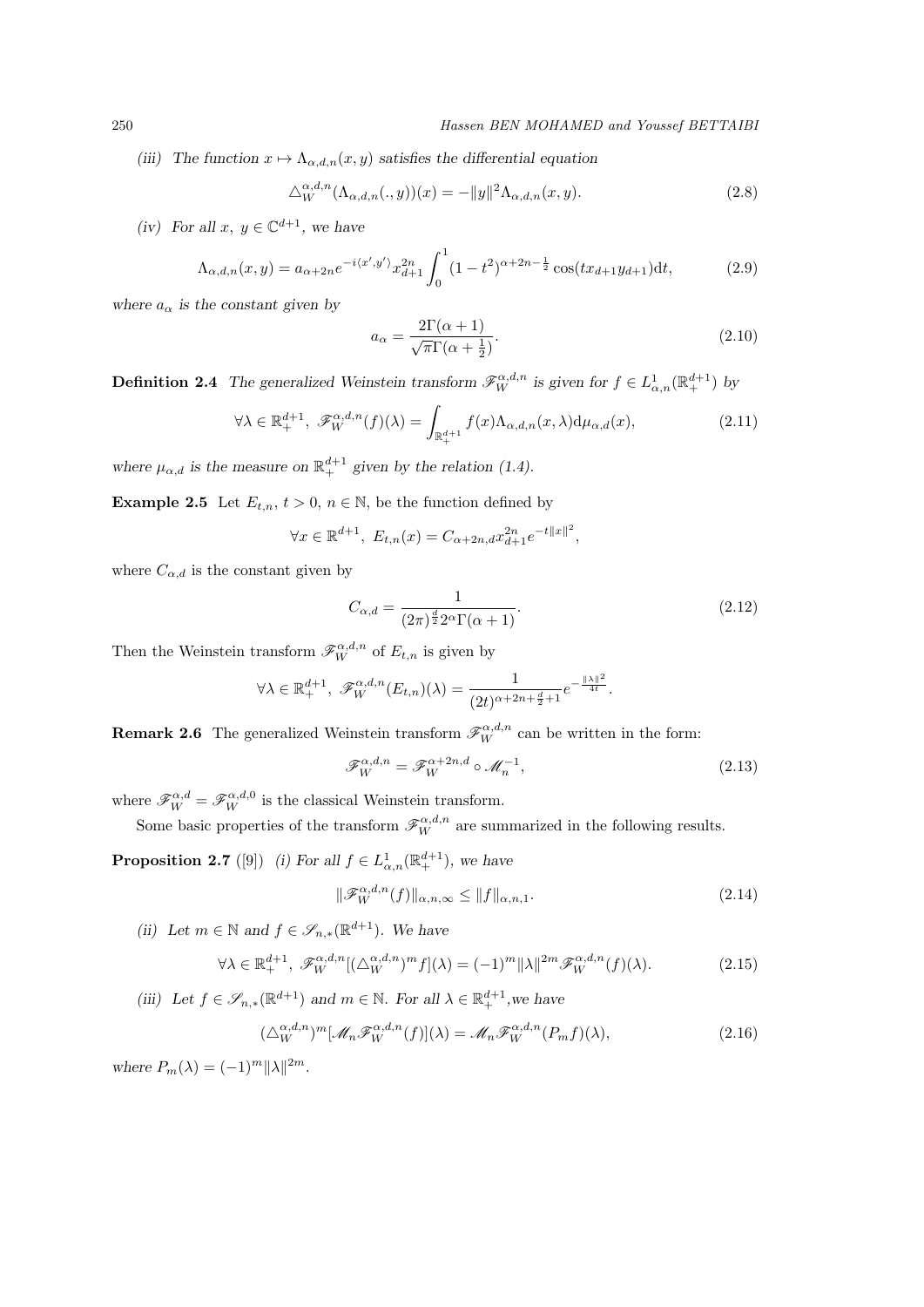*(iii) The function $x \mapsto \Lambda_{\alpha,d,n}(x,y)$ satisfies the differential equation*

$$\triangle_W^{\alpha,d,n}(\Lambda_{\alpha,d,n}(.,y))(x) = -\|y\|^2 \Lambda_{\alpha,d,n}(x,y). \tag{2.8}$$

*(iv) For all $x,\ y \in \mathbb{C}^{d+1}$, we have*

$$\Lambda_{\alpha,d,n}(x,y) = a_{\alpha+2n} e^{-i\langle x',y'\rangle} x_{d+1}^{2n} \int_0^1 (1-t^2)^{\alpha+2n-\frac{1}{2}} \cos(tx_{d+1}y_{d+1})\mathrm{d}t, \tag{2.9}$$

*where $a_\alpha$ is the constant given by*

$$a_\alpha = \frac{2\Gamma(\alpha+1)}{\sqrt{\pi}\Gamma(\alpha+\frac{1}{2})}. \tag{2.10}$$

**Definition 2.4** *The generalized Weinstein transform $\mathscr{F}_W^{\alpha,d,n}$ is given for $f \in L^1_{\alpha,n}(\mathbb{R}_+^{d+1})$ by*

$$\forall \lambda \in \mathbb{R}_+^{d+1},\ \mathscr{F}_W^{\alpha,d,n}(f)(\lambda) = \int_{\mathbb{R}_+^{d+1}} f(x)\Lambda_{\alpha,d,n}(x,\lambda)\mathrm{d}\mu_{\alpha,d}(x), \tag{2.11}$$

*where $\mu_{\alpha,d}$ is the measure on $\mathbb{R}_+^{d+1}$ given by the relation (1.4).*

**Example 2.5** Let $E_{t,n}$, $t>0$, $n \in \mathbb{N}$, be the function defined by

$$\forall x \in \mathbb{R}^{d+1},\ E_{t,n}(x) = C_{\alpha+2n,d}\, x_{d+1}^{2n} e^{-t\|x\|^2},$$

where $C_{\alpha,d}$ is the constant given by

$$C_{\alpha,d} = \frac{1}{(2\pi)^{\frac{d}{2}} 2^\alpha \Gamma(\alpha+1)}. \tag{2.12}$$

Then the Weinstein transform $\mathscr{F}_W^{\alpha,d,n}$ of $E_{t,n}$ is given by

$$\forall \lambda \in \mathbb{R}_+^{d+1},\ \mathscr{F}_W^{\alpha,d,n}(E_{t,n})(\lambda) = \frac{1}{(2t)^{\alpha+2n+\frac{d}{2}+1}} e^{-\frac{\|\lambda\|^2}{4t}}.$$

**Remark 2.6** The generalized Weinstein transform $\mathscr{F}_W^{\alpha,d,n}$ can be written in the form:

$$\mathscr{F}_W^{\alpha,d,n} = \mathscr{F}_W^{\alpha+2n,d} \circ \mathscr{M}_n^{-1}, \tag{2.13}$$

where $\mathscr{F}_W^{\alpha,d} = \mathscr{F}_W^{\alpha,d,0}$ is the classical Weinstein transform.

Some basic properties of the transform $\mathscr{F}_W^{\alpha,d,n}$ are summarized in the following results.

**Proposition 2.7** ([9]) *(i) For all $f \in L^1_{\alpha,n}(\mathbb{R}_+^{d+1})$, we have*

$$\|\mathscr{F}_W^{\alpha,d,n}(f)\|_{\alpha,n,\infty} \leq \|f\|_{\alpha,n,1}. \tag{2.14}$$

*(ii) Let $m \in \mathbb{N}$ and $f \in \mathscr{S}_{n,*}(\mathbb{R}^{d+1})$. We have*

$$\forall \lambda \in \mathbb{R}_+^{d+1},\ \mathscr{F}_W^{\alpha,d,n}[(\triangle_W^{\alpha,d,n})^m f](\lambda) = (-1)^m \|\lambda\|^{2m} \mathscr{F}_W^{\alpha,d,n}(f)(\lambda). \tag{2.15}$$

*(iii) Let $f \in \mathscr{S}_{n,*}(\mathbb{R}^{d+1})$ and $m \in \mathbb{N}$. For all $\lambda \in \mathbb{R}_+^{d+1}$, we have*

$$(\triangle_W^{\alpha,d,n})^m [\mathscr{M}_n \mathscr{F}_W^{\alpha,d,n}(f)](\lambda) = \mathscr{M}_n \mathscr{F}_W^{\alpha,d,n}(P_m f)(\lambda), \tag{2.16}$$

*where $P_m(\lambda) = (-1)^m \|\lambda\|^{2m}$.*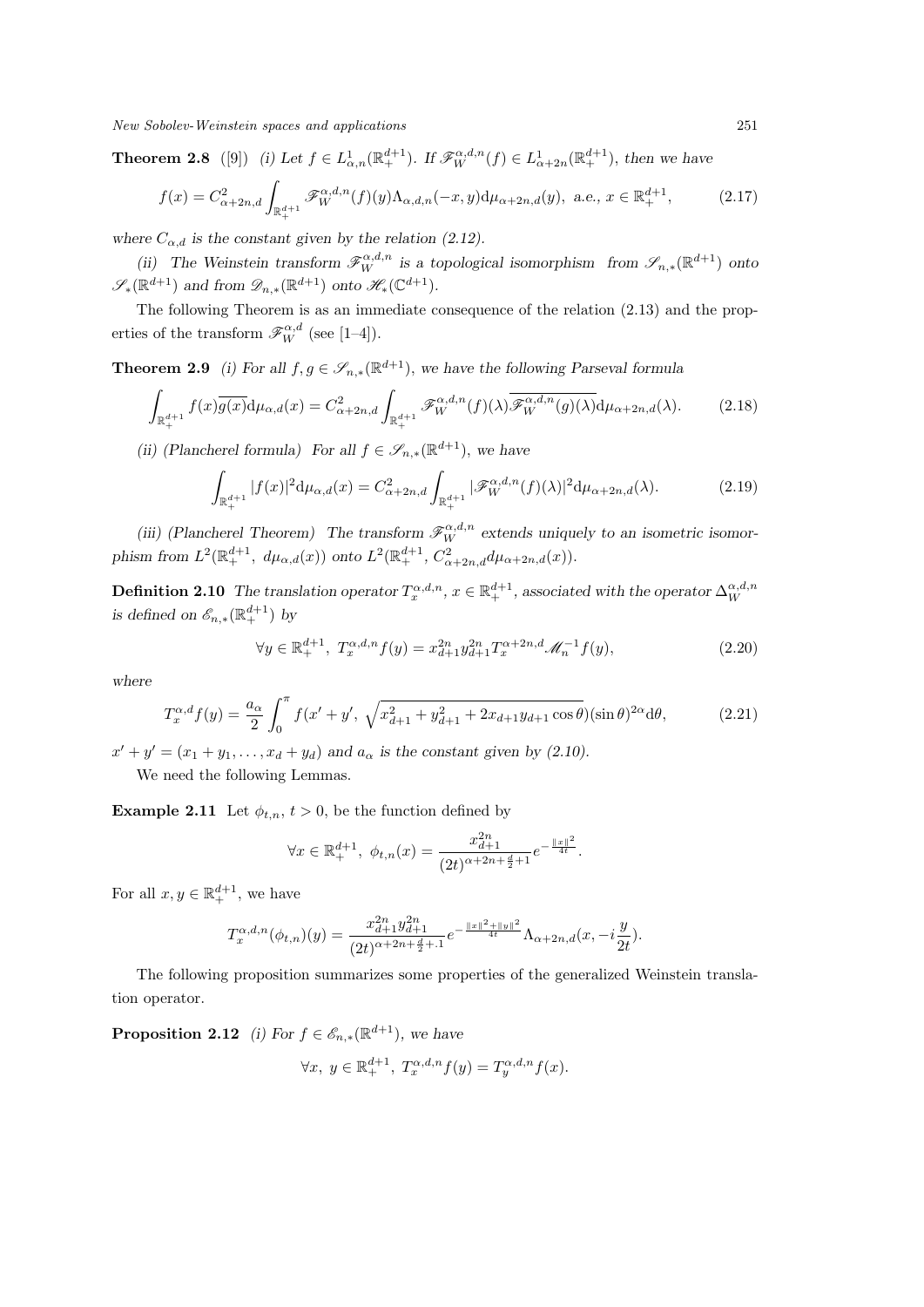**Theorem 2.8** ([9]) *(i) Let $f \in L^1_{\alpha,n}(\mathbb{R}^{d+1}_+)$. If $\mathscr{F}^{\alpha,d,n}_W(f) \in L^1_{\alpha+2n}(\mathbb{R}^{d+1}_+)$, then we have*

$$f(x) = C^2_{\alpha+2n,d} \int_{\mathbb{R}^{d+1}_+} \mathscr{F}^{\alpha,d,n}_W(f)(y) \Lambda_{\alpha,d,n}(-x, y) \mathrm{d}\mu_{\alpha+2n,d}(y), \text{ a.e., } x \in \mathbb{R}^{d+1}_+, \tag{2.17}$$

*where $C_{\alpha,d}$ is the constant given by the relation (2.12).*

*(ii) The Weinstein transform $\mathscr{F}^{\alpha,d,n}_W$ is a topological isomorphism from $\mathscr{S}_{n,*}(\mathbb{R}^{d+1})$ onto $\mathscr{S}_*(\mathbb{R}^{d+1})$ and from $\mathscr{D}_{n,*}(\mathbb{R}^{d+1})$ onto $\mathscr{H}_*(\mathbb{C}^{d+1})$.*

The following Theorem is as an immediate consequence of the relation (2.13) and the properties of the transform $\mathscr{F}^{\alpha,d}_W$ (see [1–4]).

**Theorem 2.9** *(i) For all $f, g \in \mathscr{S}_{n,*}(\mathbb{R}^{d+1})$, we have the following Parseval formula*

$$\int_{\mathbb{R}^{d+1}_+} f(x)\overline{g(x)} \mathrm{d}\mu_{\alpha,d}(x) = C^2_{\alpha+2n,d} \int_{\mathbb{R}^{d+1}_+} \mathscr{F}^{\alpha,d,n}_W(f)(\lambda) \overline{\mathscr{F}^{\alpha,d,n}_W(g)(\lambda)} \mathrm{d}\mu_{\alpha+2n,d}(\lambda). \tag{2.18}$$

*(ii) (Plancherel formula) For all $f \in \mathscr{S}_{n,*}(\mathbb{R}^{d+1})$, we have*

$$\int_{\mathbb{R}^{d+1}_+} |f(x)|^2 \mathrm{d}\mu_{\alpha,d}(x) = C^2_{\alpha+2n,d} \int_{\mathbb{R}^{d+1}_+} |\mathscr{F}^{\alpha,d,n}_W(f)(\lambda)|^2 \mathrm{d}\mu_{\alpha+2n,d}(\lambda). \tag{2.19}$$

*(iii) (Plancherel Theorem) The transform $\mathscr{F}^{\alpha,d,n}_W$ extends uniquely to an isometric isomorphism from $L^2(\mathbb{R}^{d+1}_+, \ d\mu_{\alpha,d}(x))$ onto $L^2(\mathbb{R}^{d+1}_+, \ C^2_{\alpha+2n,d} d\mu_{\alpha+2n,d}(x))$.*

**Definition 2.10** *The translation operator $T^{\alpha,d,n}_x$, $x \in \mathbb{R}^{d+1}_+$, associated with the operator $\Delta^{\alpha,d,n}_W$ is defined on $\mathscr{E}_{n,*}(\mathbb{R}^{d+1}_+)$ by*

$$\forall y \in \mathbb{R}^{d+1}_+, \ T^{\alpha,d,n}_x f(y) = x^{2n}_{d+1} y^{2n}_{d+1} T^{\alpha+2n,d}_x \mathscr{M}^{-1}_n f(y), \tag{2.20}$$

*where*

$$T^{\alpha,d}_x f(y) = \frac{a_\alpha}{2} \int_0^\pi f(x' + y', \ \sqrt{x^2_{d+1} + y^2_{d+1} + 2x_{d+1}y_{d+1}\cos\theta}) (\sin\theta)^{2\alpha} \mathrm{d}\theta, \tag{2.21}$$

*$x' + y' = (x_1 + y_1, \ldots, x_d + y_d)$ and $a_\alpha$ is the constant given by (2.10).*

We need the following Lemmas.

**Example 2.11** Let $\phi_{t,n}$, $t > 0$, be the function defined by

$$\forall x \in \mathbb{R}^{d+1}_+, \ \phi_{t,n}(x) = \frac{x^{2n}_{d+1}}{(2t)^{\alpha+2n+\frac{d}{2}+1}} e^{-\frac{\|x\|^2}{4t}}.$$

For all $x, y \in \mathbb{R}^{d+1}_+$, we have

$$T^{\alpha,d,n}_x(\phi_{t,n})(y) = \frac{x^{2n}_{d+1} y^{2n}_{d+1}}{(2t)^{\alpha+2n+\frac{d}{2}+.1}} e^{-\frac{\|x\|^2+\|y\|^2}{4t}} \Lambda_{\alpha+2n,d}(x, -i\frac{y}{2t}).$$

The following proposition summarizes some properties of the generalized Weinstein translation operator.

**Proposition 2.12** *(i) For $f \in \mathscr{E}_{n,*}(\mathbb{R}^{d+1})$, we have*

$$\forall x, \ y \in \mathbb{R}^{d+1}_+, \ T^{\alpha,d,n}_x f(y) = T^{\alpha,d,n}_y f(x).$$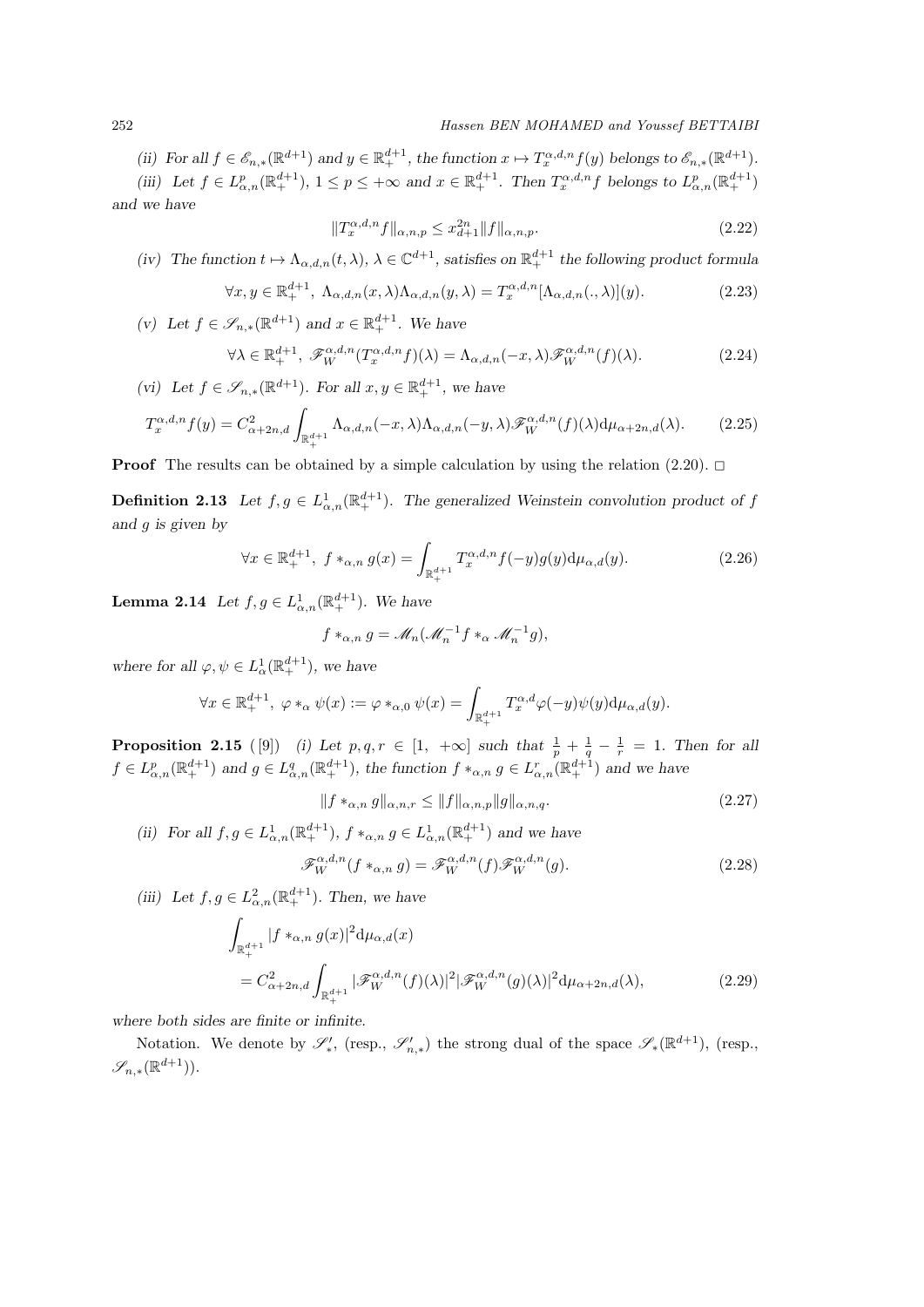*(ii) For all $f \in \mathscr{E}_{n,*}(\mathbb{R}^{d+1})$ and $y \in \mathbb{R}_+^{d+1}$, the function $x \mapsto T_x^{\alpha,d,n} f(y)$ belongs to $\mathscr{E}_{n,*}(\mathbb{R}^{d+1})$.*

*(iii) Let $f \in L^p_{\alpha,n}(\mathbb{R}_+^{d+1})$, $1 \le p \le +\infty$ and $x \in \mathbb{R}_+^{d+1}$. Then $T_x^{\alpha,d,n} f$ belongs to $L^p_{\alpha,n}(\mathbb{R}_+^{d+1})$ and we have*

$$\|T_x^{\alpha,d,n} f\|_{\alpha,n,p} \le x_{d+1}^{2n} \|f\|_{\alpha,n,p}. \tag{2.22}$$

*(iv) The function $t \mapsto \Lambda_{\alpha,d,n}(t,\lambda)$, $\lambda \in \mathbb{C}^{d+1}$, satisfies on $\mathbb{R}_+^{d+1}$ the following product formula*

$$\forall x, y \in \mathbb{R}_+^{d+1},\ \Lambda_{\alpha,d,n}(x,\lambda)\Lambda_{\alpha,d,n}(y,\lambda) = T_x^{\alpha,d,n}[\Lambda_{\alpha,d,n}(.,\lambda)](y). \tag{2.23}$$

*(v) Let $f \in \mathscr{S}_{n,*}(\mathbb{R}^{d+1})$ and $x \in \mathbb{R}_+^{d+1}$. We have*

$$\forall \lambda \in \mathbb{R}_+^{d+1},\ \mathscr{F}_W^{\alpha,d,n}(T_x^{\alpha,d,n} f)(\lambda) = \Lambda_{\alpha,d,n}(-x,\lambda)\mathscr{F}_W^{\alpha,d,n}(f)(\lambda). \tag{2.24}$$

*(vi) Let $f \in \mathscr{S}_{n,*}(\mathbb{R}^{d+1})$. For all $x, y \in \mathbb{R}_+^{d+1}$, we have*

$$T_x^{\alpha,d,n} f(y) = C^2_{\alpha+2n,d} \int_{\mathbb{R}_+^{d+1}} \Lambda_{\alpha,d,n}(-x,\lambda)\Lambda_{\alpha,d,n}(-y,\lambda)\mathscr{F}_W^{\alpha,d,n}(f)(\lambda) \mathrm{d}\mu_{\alpha+2n,d}(\lambda). \tag{2.25}$$

**Proof** The results can be obtained by a simple calculation by using the relation (2.20). □

**Definition 2.13** *Let $f, g \in L^1_{\alpha,n}(\mathbb{R}_+^{d+1})$. The generalized Weinstein convolution product of $f$ and $g$ is given by*

$$\forall x \in \mathbb{R}_+^{d+1},\ f *_{\alpha,n} g(x) = \int_{\mathbb{R}_+^{d+1}} T_x^{\alpha,d,n} f(-y) g(y) \mathrm{d}\mu_{\alpha,d}(y). \tag{2.26}$$

**Lemma 2.14** *Let $f, g \in L^1_{\alpha,n}(\mathbb{R}_+^{d+1})$. We have*

$$f *_{\alpha,n} g = \mathscr{M}_n(\mathscr{M}_n^{-1} f *_\alpha \mathscr{M}_n^{-1} g),$$

*where for all $\varphi, \psi \in L^1_\alpha(\mathbb{R}_+^{d+1})$, we have*

$$\forall x \in \mathbb{R}_+^{d+1},\ \varphi *_\alpha \psi(x) := \varphi *_{\alpha,0} \psi(x) = \int_{\mathbb{R}_+^{d+1}} T_x^{\alpha,d} \varphi(-y)\psi(y) \mathrm{d}\mu_{\alpha,d}(y).$$

**Proposition 2.15** ([9]) *(i) Let $p, q, r \in [1, +\infty]$ such that $\frac{1}{p} + \frac{1}{q} - \frac{1}{r} = 1$. Then for all $f \in L^p_{\alpha,n}(\mathbb{R}_+^{d+1})$ and $g \in L^q_{\alpha,n}(\mathbb{R}_+^{d+1})$, the function $f *_{\alpha,n} g \in L^r_{\alpha,n}(\mathbb{R}_+^{d+1})$ and we have*

$$\|f *_{\alpha,n} g\|_{\alpha,n,r} \le \|f\|_{\alpha,n,p}\|g\|_{\alpha,n,q}. \tag{2.27}$$

*(ii) For all $f, g \in L^1_{\alpha,n}(\mathbb{R}_+^{d+1})$, $f *_{\alpha,n} g \in L^1_{\alpha,n}(\mathbb{R}_+^{d+1})$ and we have*

$$\mathscr{F}_W^{\alpha,d,n}(f *_{\alpha,n} g) = \mathscr{F}_W^{\alpha,d,n}(f)\mathscr{F}_W^{\alpha,d,n}(g). \tag{2.28}$$

*(iii) Let $f, g \in L^2_{\alpha,n}(\mathbb{R}_+^{d+1})$. Then, we have*

$$\begin{aligned}
&\int_{\mathbb{R}_+^{d+1}} |f *_{\alpha,n} g(x)|^2 \mathrm{d}\mu_{\alpha,d}(x) \\
&= C^2_{\alpha+2n,d} \int_{\mathbb{R}_+^{d+1}} |\mathscr{F}_W^{\alpha,d,n}(f)(\lambda)|^2 |\mathscr{F}_W^{\alpha,d,n}(g)(\lambda)|^2 \mathrm{d}\mu_{\alpha+2n,d}(\lambda),
\end{aligned} \tag{2.29}$$

*where both sides are finite or infinite.*

Notation. We denote by $\mathscr{S}'_*$, (resp., $\mathscr{S}'_{n,*}$) the strong dual of the space $\mathscr{S}_*(\mathbb{R}^{d+1})$, (resp., $\mathscr{S}_{n,*}(\mathbb{R}^{d+1})$).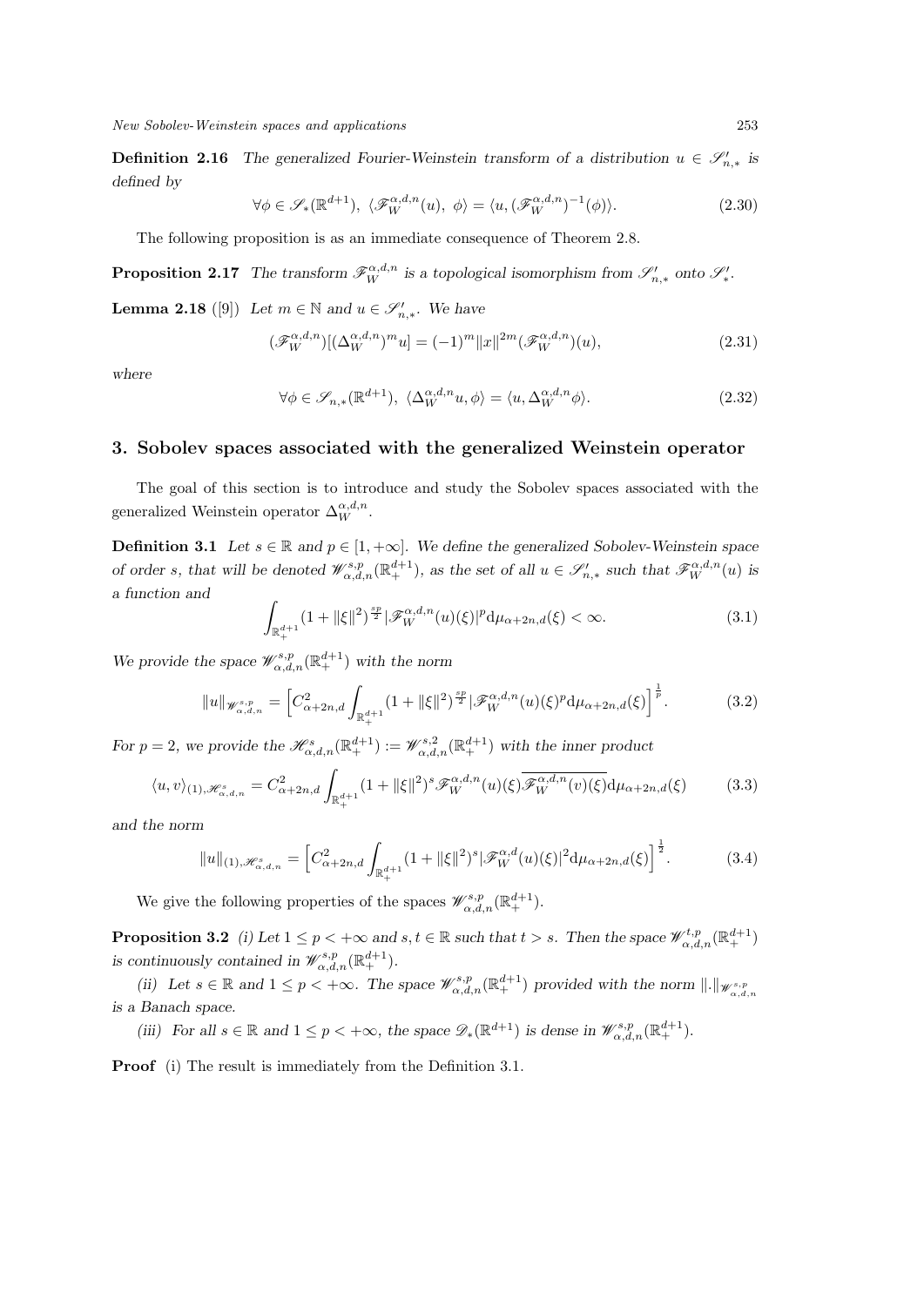**Definition 2.16** *The generalized Fourier-Weinstein transform of a distribution $u \in \mathscr{S}'_{n,*}$ is defined by*

$$\forall \phi \in \mathscr{S}_*(\mathbb{R}^{d+1}),\ \langle \mathscr{F}_W^{\alpha,d,n}(u),\ \phi\rangle = \langle u, (\mathscr{F}_W^{\alpha,d,n})^{-1}(\phi)\rangle. \tag{2.30}$$

The following proposition is as an immediate consequence of Theorem 2.8.

**Proposition 2.17** *The transform $\mathscr{F}_W^{\alpha,d,n}$ is a topological isomorphism from $\mathscr{S}'_{n,*}$ onto $\mathscr{S}'_*$.*

**Lemma 2.18** ([9]) *Let $m \in \mathbb{N}$ and $u \in \mathscr{S}'_{n,*}$. We have*

$$(\mathscr{F}_W^{\alpha,d,n})[(\Delta_W^{\alpha,d,n})^m u] = (-1)^m \|x\|^{2m} (\mathscr{F}_W^{\alpha,d,n})(u), \tag{2.31}$$

*where*

$$\forall \phi \in \mathscr{S}_{n,*}(\mathbb{R}^{d+1}),\ \langle \Delta_W^{\alpha,d,n} u, \phi\rangle = \langle u, \Delta_W^{\alpha,d,n}\phi\rangle. \tag{2.32}$$

## 3. Sobolev spaces associated with the generalized Weinstein operator

The goal of this section is to introduce and study the Sobolev spaces associated with the generalized Weinstein operator $\Delta_W^{\alpha,d,n}$.

**Definition 3.1** *Let $s \in \mathbb{R}$ and $p \in [1, +\infty]$. We define the generalized Sobolev-Weinstein space of order $s$, that will be denoted $\mathscr{W}^{s,p}_{\alpha,d,n}(\mathbb{R}^{d+1}_+)$, as the set of all $u \in \mathscr{S}'_{n,*}$ such that $\mathscr{F}_W^{\alpha,d,n}(u)$ is a function and*

$$\int_{\mathbb{R}^{d+1}_+} (1 + \|\xi\|^2)^{\frac{sp}{2}} |\mathscr{F}_W^{\alpha,d,n}(u)(\xi)|^p \mathrm{d}\mu_{\alpha+2n,d}(\xi) < \infty. \tag{3.1}$$

*We provide the space $\mathscr{W}^{s,p}_{\alpha,d,n}(\mathbb{R}^{d+1}_+)$ with the norm*

$$\|u\|_{\mathscr{W}^{s,p}_{\alpha,d,n}} = \Big[C^2_{\alpha+2n,d} \int_{\mathbb{R}^{d+1}_+} (1 + \|\xi\|^2)^{\frac{sp}{2}} |\mathscr{F}_W^{\alpha,d,n}(u)(\xi)^p \mathrm{d}\mu_{\alpha+2n,d}(\xi)\Big]^{\frac{1}{p}}. \tag{3.2}$$

*For $p = 2$, we provide the $\mathscr{H}^s_{\alpha,d,n}(\mathbb{R}^{d+1}_+) := \mathscr{W}^{s,2}_{\alpha,d,n}(\mathbb{R}^{d+1}_+)$ with the inner product*

$$\langle u, v\rangle_{(1),\mathscr{H}^s_{\alpha,d,n}} = C^2_{\alpha+2n,d} \int_{\mathbb{R}^{d+1}_+} (1 + \|\xi\|^2)^s \mathscr{F}_W^{\alpha,d,n}(u)(\xi) \overline{\mathscr{F}_W^{\alpha,d,n}(v)(\xi)} \mathrm{d}\mu_{\alpha+2n,d}(\xi) \tag{3.3}$$

*and the norm*

$$\|u\|_{(1),\mathscr{H}^s_{\alpha,d,n}} = \Big[C^2_{\alpha+2n,d} \int_{\mathbb{R}^{d+1}_+} (1 + \|\xi\|^2)^s |\mathscr{F}_W^{\alpha,d}(u)(\xi)|^2 \mathrm{d}\mu_{\alpha+2n,d}(\xi)\Big]^{\frac{1}{2}}. \tag{3.4}$$

We give the following properties of the spaces $\mathscr{W}^{s,p}_{\alpha,d,n}(\mathbb{R}^{d+1}_+)$.

**Proposition 3.2** *(i) Let $1 \le p < +\infty$ and $s, t \in \mathbb{R}$ such that $t > s$. Then the space $\mathscr{W}^{t,p}_{\alpha,d,n}(\mathbb{R}^{d+1}_+)$ is continuously contained in $\mathscr{W}^{s,p}_{\alpha,d,n}(\mathbb{R}^{d+1}_+)$.*

*(ii) Let $s \in \mathbb{R}$ and $1 \le p < +\infty$. The space $\mathscr{W}^{s,p}_{\alpha,d,n}(\mathbb{R}^{d+1}_+)$ provided with the norm $\|.\|_{\mathscr{W}^{s,p}_{\alpha,d,n}}$ is a Banach space.*

*(iii) For all $s \in \mathbb{R}$ and $1 \le p < +\infty$, the space $\mathscr{D}_*(\mathbb{R}^{d+1})$ is dense in $\mathscr{W}^{s,p}_{\alpha,d,n}(\mathbb{R}^{d+1}_+)$.*

**Proof** (i) The result is immediately from the Definition 3.1.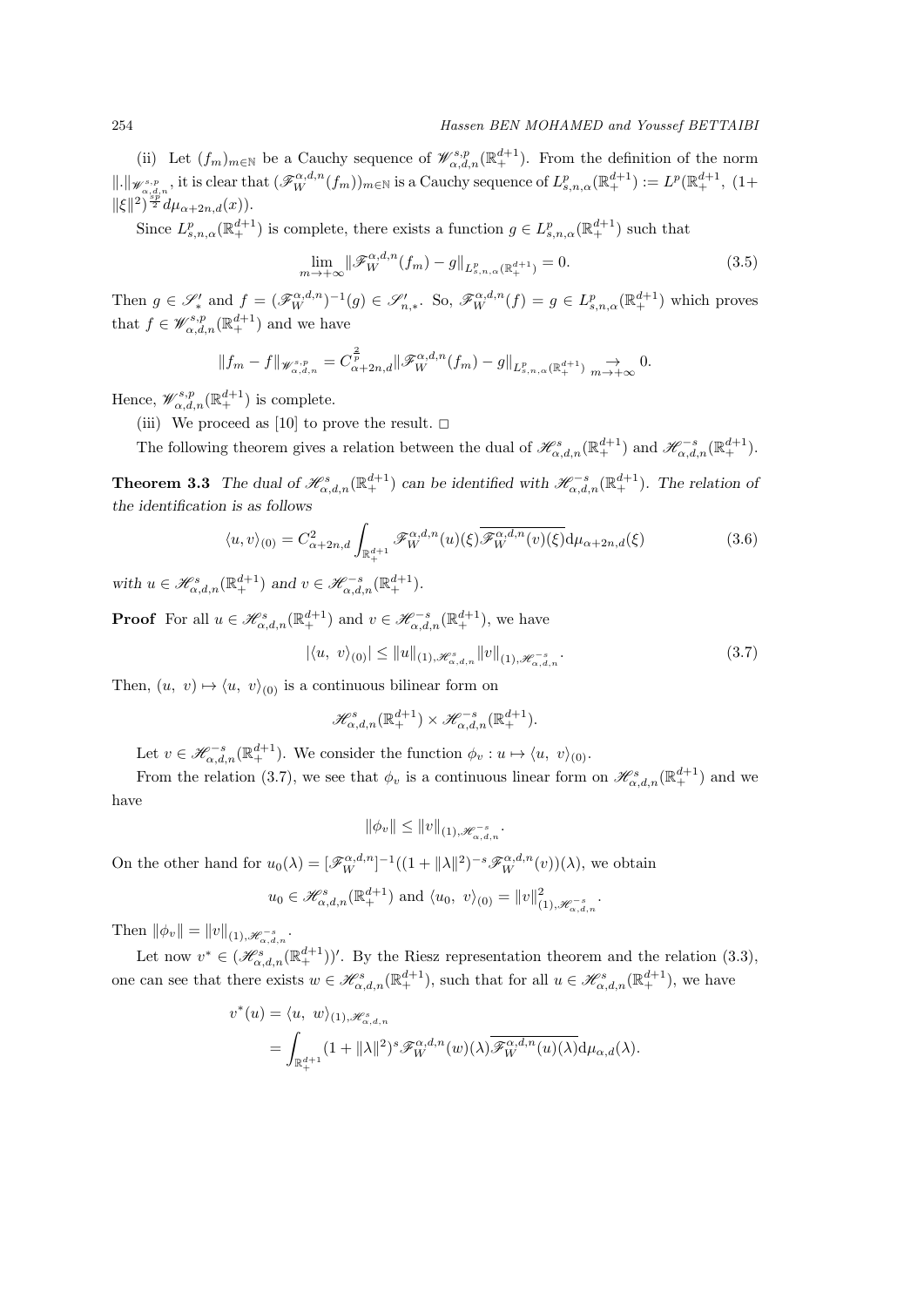(ii) Let $(f_m)_{m\in\mathbb{N}}$ be a Cauchy sequence of $\mathscr{W}^{s,p}_{\alpha,d,n}(\mathbb{R}^{d+1}_+)$. From the definition of the norm $\|.\|_{\mathscr{W}^{s,p}_{\alpha,d,n}}$, it is clear that $(\mathscr{F}^{\alpha,d,n}_W(f_m))_{m\in\mathbb{N}}$ is a Cauchy sequence of $L^p_{s,n,\alpha}(\mathbb{R}^{d+1}_+) := L^p(\mathbb{R}^{d+1}_+, (1+\|\xi\|^2)^{\frac{sp}{2}} d\mu_{\alpha+2n,d}(x))$.

Since $L^p_{s,n,\alpha}(\mathbb{R}^{d+1}_+)$ is complete, there exists a function $g \in L^p_{s,n,\alpha}(\mathbb{R}^{d+1}_+)$ such that

$$\lim_{m\to+\infty} \|\mathscr{F}^{\alpha,d,n}_W(f_m) - g\|_{L^p_{s,n,\alpha}(\mathbb{R}^{d+1}_+)} = 0. \tag{3.5}$$

Then $g \in \mathscr{S}'_*$ and $f = (\mathscr{F}^{\alpha,d,n}_W)^{-1}(g) \in \mathscr{S}'_{n,*}$. So, $\mathscr{F}^{\alpha,d,n}_W(f) = g \in L^p_{s,n,\alpha}(\mathbb{R}^{d+1}_+)$ which proves that $f \in \mathscr{W}^{s,p}_{\alpha,d,n}(\mathbb{R}^{d+1}_+)$ and we have

$$\|f_m - f\|_{\mathscr{W}^{s,p}_{\alpha,d,n}} = C^{\frac{2}{p}}_{\alpha+2n,d} \|\mathscr{F}^{\alpha,d,n}_W(f_m) - g\|_{L^p_{s,n,\alpha}(\mathbb{R}^{d+1}_+)} \underset{m\to+\infty}{\to} 0.$$

Hence, $\mathscr{W}^{s,p}_{\alpha,d,n}(\mathbb{R}^{d+1}_+)$ is complete.

(iii) We proceed as [10] to prove the result. $\square$

The following theorem gives a relation between the dual of $\mathscr{H}^s_{\alpha,d,n}(\mathbb{R}^{d+1}_+)$ and $\mathscr{H}^{-s}_{\alpha,d,n}(\mathbb{R}^{d+1}_+)$.

**Theorem 3.3** *The dual of $\mathscr{H}^s_{\alpha,d,n}(\mathbb{R}^{d+1}_+)$ can be identified with $\mathscr{H}^{-s}_{\alpha,d,n}(\mathbb{R}^{d+1}_+)$. The relation of the identification is as follows*

$$\langle u, v\rangle_{(0)} = C^2_{\alpha+2n,d} \int_{\mathbb{R}^{d+1}_+} \mathscr{F}^{\alpha,d,n}_W(u)(\xi)\overline{\mathscr{F}^{\alpha,d,n}_W(v)(\xi)} \mathrm{d}\mu_{\alpha+2n,d}(\xi) \tag{3.6}$$

*with $u \in \mathscr{H}^s_{\alpha,d,n}(\mathbb{R}^{d+1}_+)$ and $v \in \mathscr{H}^{-s}_{\alpha,d,n}(\mathbb{R}^{d+1}_+)$.*

**Proof** For all $u \in \mathscr{H}^s_{\alpha,d,n}(\mathbb{R}^{d+1}_+)$ and $v \in \mathscr{H}^{-s}_{\alpha,d,n}(\mathbb{R}^{d+1}_+)$, we have

$$|\langle u,\ v\rangle_{(0)}| \le \|u\|_{(1),\mathscr{H}^s_{\alpha,d,n}} \|v\|_{(1),\mathscr{H}^{-s}_{\alpha,d,n}}. \tag{3.7}$$

Then, $(u,\ v) \mapsto \langle u,\ v\rangle_{(0)}$ is a continuous bilinear form on

$$\mathscr{H}^s_{\alpha,d,n}(\mathbb{R}^{d+1}_+) \times \mathscr{H}^{-s}_{\alpha,d,n}(\mathbb{R}^{d+1}_+).$$

Let $v \in \mathscr{H}^{-s}_{\alpha,d,n}(\mathbb{R}^{d+1}_+)$. We consider the function $\phi_v : u \mapsto \langle u,\ v\rangle_{(0)}$.

From the relation (3.7), we see that $\phi_v$ is a continuous linear form on $\mathscr{H}^s_{\alpha,d,n}(\mathbb{R}^{d+1}_+)$ and we have

$$\|\phi_v\| \le \|v\|_{(1),\mathscr{H}^{-s}_{\alpha,d,n}}.$$

On the other hand for $u_0(\lambda) = [\mathscr{F}^{\alpha,d,n}_W]^{-1}((1+\|\lambda\|^2)^{-s}\mathscr{F}^{\alpha,d,n}_W(v))(\lambda)$, we obtain

$$u_0 \in \mathscr{H}^s_{\alpha,d,n}(\mathbb{R}^{d+1}_+) \text{ and } \langle u_0,\ v\rangle_{(0)} = \|v\|^2_{(1),\mathscr{H}^{-s}_{\alpha,d,n}}.$$

Then $\|\phi_v\| = \|v\|_{(1),\mathscr{H}^{-s}_{\alpha,d,n}}$.

Let now $v^* \in (\mathscr{H}^s_{\alpha,d,n}(\mathbb{R}^{d+1}_+))'$. By the Riesz representation theorem and the relation (3.3), one can see that there exists $w \in \mathscr{H}^s_{\alpha,d,n}(\mathbb{R}^{d+1}_+)$, such that for all $u \in \mathscr{H}^s_{\alpha,d,n}(\mathbb{R}^{d+1}_+)$, we have

$$\begin{aligned}
v^*(u) &= \langle u,\ w\rangle_{(1),\mathscr{H}^s_{\alpha,d,n}} \\
&= \int_{\mathbb{R}^{d+1}_+} (1+\|\lambda\|^2)^s \mathscr{F}^{\alpha,d,n}_W(w)(\lambda)\overline{\mathscr{F}^{\alpha,d,n}_W(u)(\lambda)} \mathrm{d}\mu_{\alpha,d}(\lambda).
\end{aligned}$$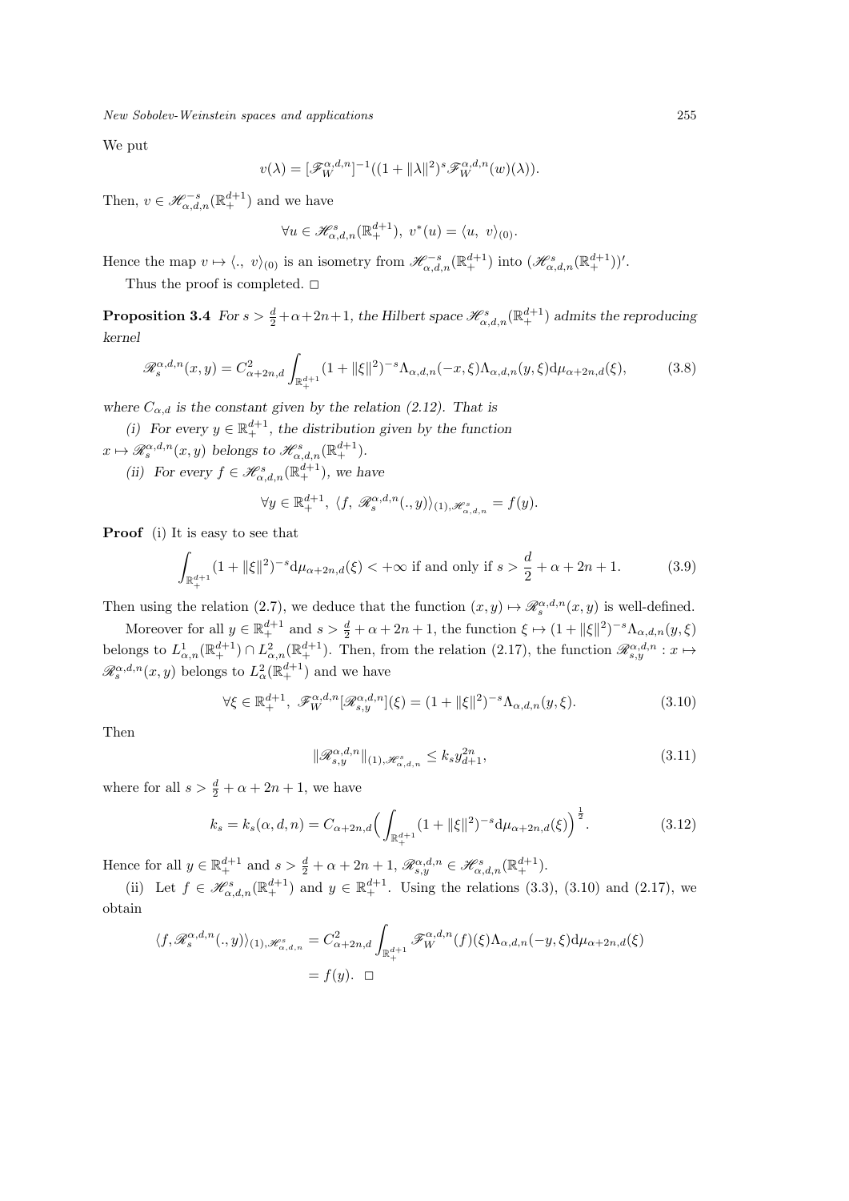We put

$$v(\lambda) = [\mathscr{F}_W^{\alpha,d,n}]^{-1}((1+\|\lambda\|^2)^s \mathscr{F}_W^{\alpha,d,n}(w)(\lambda)).$$

Then, $v \in \mathscr{H}_{\alpha,d,n}^{-s}(\mathbb{R}_+^{d+1})$ and we have

$$\forall u \in \mathscr{H}_{\alpha,d,n}^{s}(\mathbb{R}_+^{d+1}),\ v^*(u) = \langle u,\ v\rangle_{(0)}.$$

Hence the map $v \mapsto \langle .,\ v\rangle_{(0)}$ is an isometry from $\mathscr{H}_{\alpha,d,n}^{-s}(\mathbb{R}_+^{d+1})$ into $(\mathscr{H}_{\alpha,d,n}^{s}(\mathbb{R}_+^{d+1}))'$.

Thus the proof is completed. □

**Proposition 3.4** *For $s > \frac{d}{2}+\alpha+2n+1$, the Hilbert space $\mathscr{H}_{\alpha,d,n}^{s}(\mathbb{R}_+^{d+1})$ admits the reproducing kernel*

$$\mathscr{R}_s^{\alpha,d,n}(x,y) = C_{\alpha+2n,d}^2 \int_{\mathbb{R}_+^{d+1}} (1+\|\xi\|^2)^{-s} \Lambda_{\alpha,d,n}(-x,\xi)\Lambda_{\alpha,d,n}(y,\xi)\mathrm{d}\mu_{\alpha+2n,d}(\xi), \tag{3.8}$$

*where $C_{\alpha,d}$ is the constant given by the relation (2.12). That is*

*(i) For every $y \in \mathbb{R}_+^{d+1}$, the distribution given by the function $x \mapsto \mathscr{R}_s^{\alpha,d,n}(x,y)$ belongs to $\mathscr{H}_{\alpha,d,n}^{s}(\mathbb{R}_+^{d+1})$.*

*(ii) For every $f \in \mathscr{H}_{\alpha,d,n}^{s}(\mathbb{R}_+^{d+1})$, we have*

$$\forall y \in \mathbb{R}_+^{d+1},\ \langle f,\ \mathscr{R}_s^{\alpha,d,n}(.,y)\rangle_{(1),\mathscr{H}_{\alpha,d,n}^s} = f(y).$$

**Proof** (i) It is easy to see that

$$\int_{\mathbb{R}_+^{d+1}} (1+\|\xi\|^2)^{-s}\mathrm{d}\mu_{\alpha+2n,d}(\xi) < +\infty \text{ if and only if } s > \frac{d}{2}+\alpha+2n+1. \tag{3.9}$$

Then using the relation (2.7), we deduce that the function $(x,y) \mapsto \mathscr{R}_s^{\alpha,d,n}(x,y)$ is well-defined.

Moreover for all $y \in \mathbb{R}_+^{d+1}$ and $s > \frac{d}{2}+\alpha+2n+1$, the function $\xi \mapsto (1+\|\xi\|^2)^{-s}\Lambda_{\alpha,d,n}(y,\xi)$ belongs to $L_{\alpha,n}^1(\mathbb{R}_+^{d+1}) \cap L_{\alpha,n}^2(\mathbb{R}_+^{d+1})$. Then, from the relation (2.17), the function $\mathscr{R}_{s,y}^{\alpha,d,n} : x \mapsto \mathscr{R}_s^{\alpha,d,n}(x,y)$ belongs to $L_\alpha^2(\mathbb{R}_+^{d+1})$ and we have

$$\forall \xi \in \mathbb{R}_+^{d+1},\ \mathscr{F}_W^{\alpha,d,n}[\mathscr{R}_{s,y}^{\alpha,d,n}](\xi) = (1+\|\xi\|^2)^{-s}\Lambda_{\alpha,d,n}(y,\xi). \tag{3.10}$$

Then

$$\|\mathscr{R}_{s,y}^{\alpha,d,n}\|_{(1),\mathscr{H}_{\alpha,d,n}^s} \le k_s y_{d+1}^{2n}, \tag{3.11}$$

where for all $s > \frac{d}{2}+\alpha+2n+1$, we have

$$k_s = k_s(\alpha,d,n) = C_{\alpha+2n,d}\Big(\int_{\mathbb{R}_+^{d+1}} (1+\|\xi\|^2)^{-s}\mathrm{d}\mu_{\alpha+2n,d}(\xi)\Big)^{\frac{1}{2}}. \tag{3.12}$$

Hence for all $y \in \mathbb{R}_+^{d+1}$ and $s > \frac{d}{2}+\alpha+2n+1$, $\mathscr{R}_{s,y}^{\alpha,d,n} \in \mathscr{H}_{\alpha,d,n}^{s}(\mathbb{R}_+^{d+1})$.

(ii) Let $f \in \mathscr{H}_{\alpha,d,n}^{s}(\mathbb{R}_+^{d+1})$ and $y \in \mathbb{R}_+^{d+1}$. Using the relations (3.3), (3.10) and (2.17), we obtain

$$\begin{aligned}\langle f,\mathscr{R}_s^{\alpha,d,n}(.,y)\rangle_{(1),\mathscr{H}_{\alpha,d,n}^s} &= C_{\alpha+2n,d}^2 \int_{\mathbb{R}_+^{d+1}} \mathscr{F}_W^{\alpha,d,n}(f)(\xi)\Lambda_{\alpha,d,n}(-y,\xi)\mathrm{d}\mu_{\alpha+2n,d}(\xi) \\ &= f(y). \quad \square\end{aligned}$$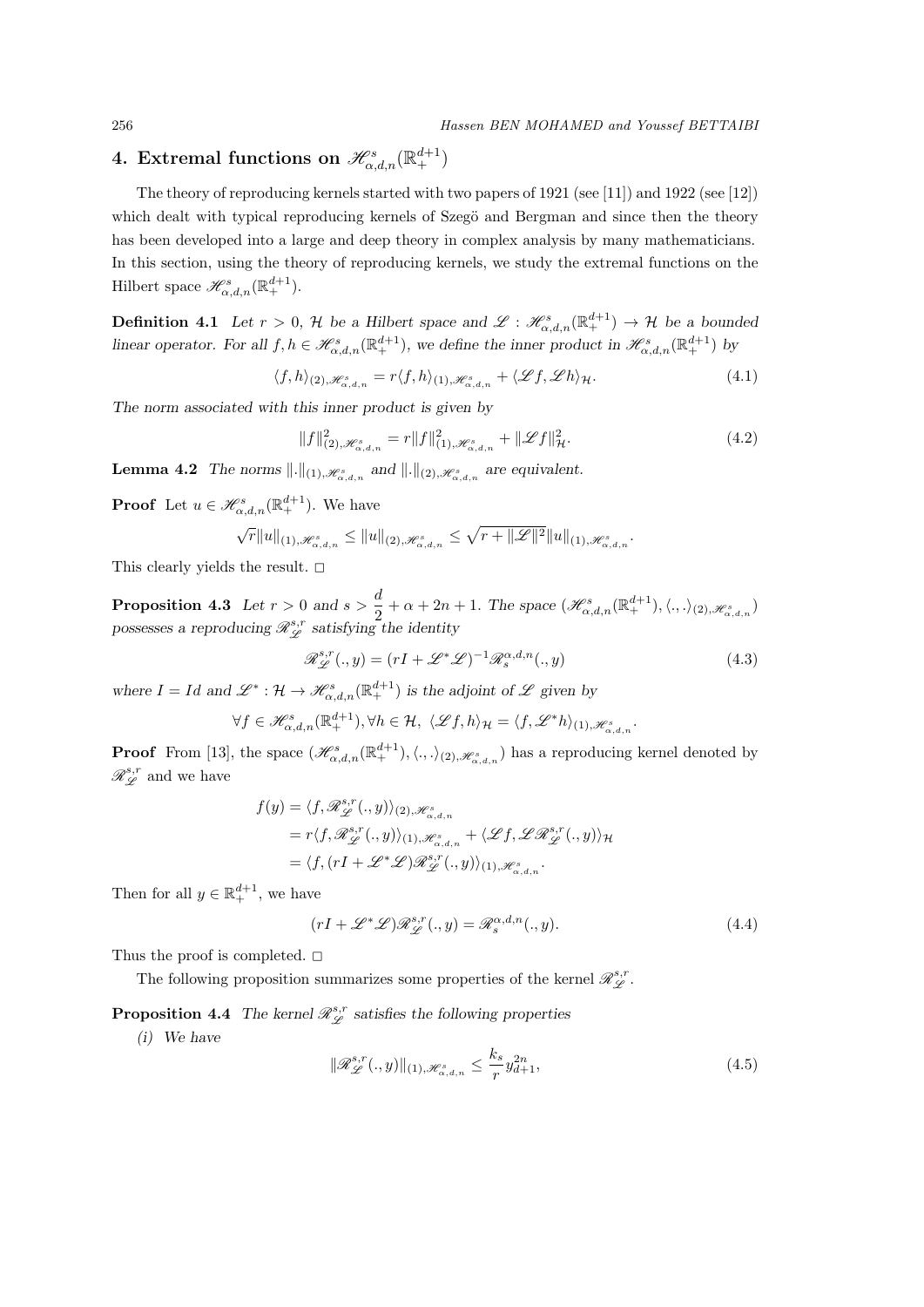## 4. Extremal functions on $\mathscr{H}^s_{\alpha,d,n}(\mathbb{R}^{d+1}_+)$

The theory of reproducing kernels started with two papers of 1921 (see [11]) and 1922 (see [12]) which dealt with typical reproducing kernels of Szegö and Bergman and since then the theory has been developed into a large and deep theory in complex analysis by many mathematicians. In this section, using the theory of reproducing kernels, we study the extremal functions on the Hilbert space $\mathscr{H}^s_{\alpha,d,n}(\mathbb{R}^{d+1}_+)$.

**Definition 4.1** *Let $r > 0$, $\mathcal{H}$ be a Hilbert space and $\mathscr{L} : \mathscr{H}^s_{\alpha,d,n}(\mathbb{R}^{d+1}_+) \to \mathcal{H}$ be a bounded linear operator. For all $f, h \in \mathscr{H}^s_{\alpha,d,n}(\mathbb{R}^{d+1}_+)$, we define the inner product in $\mathscr{H}^s_{\alpha,d,n}(\mathbb{R}^{d+1}_+)$ by*

$$\langle f, h\rangle_{(2),\mathscr{H}^s_{\alpha,d,n}} = r\langle f, h\rangle_{(1),\mathscr{H}^s_{\alpha,d,n}} + \langle \mathscr{L}f, \mathscr{L}h\rangle_{\mathcal{H}}. \tag{4.1}$$

*The norm associated with this inner product is given by*

$$\|f\|^2_{(2),\mathscr{H}^s_{\alpha,d,n}} = r\|f\|^2_{(1),\mathscr{H}^s_{\alpha,d,n}} + \|\mathscr{L}f\|^2_{\mathcal{H}}. \tag{4.2}$$

**Lemma 4.2** *The norms $\|.\|_{(1),\mathscr{H}^s_{\alpha,d,n}}$ and $\|.\|_{(2),\mathscr{H}^s_{\alpha,d,n}}$ are equivalent.*

**Proof** Let $u \in \mathscr{H}^s_{\alpha,d,n}(\mathbb{R}^{d+1}_+)$. We have

$$\sqrt{r}\|u\|_{(1),\mathscr{H}^s_{\alpha,d,n}} \leq \|u\|_{(2),\mathscr{H}^s_{\alpha,d,n}} \leq \sqrt{r + \|\mathscr{L}\|^2}\|u\|_{(1),\mathscr{H}^s_{\alpha,d,n}}.$$

This clearly yields the result. $\square$

**Proposition 4.3** *Let $r > 0$ and $s > \dfrac{d}{2} + \alpha + 2n + 1$. The space $(\mathscr{H}^s_{\alpha,d,n}(\mathbb{R}^{d+1}_+), \langle ., .\rangle_{(2),\mathscr{H}^s_{\alpha,d,n}})$ possesses a reproducing $\mathscr{R}^{s,r}_{\mathscr{L}}$ satisfying the identity*

$$\mathscr{R}^{s,r}_{\mathscr{L}}(., y) = (rI + \mathscr{L}^*\mathscr{L})^{-1}\mathscr{R}^{\alpha,d,n}_s(., y) \tag{4.3}$$

*where $I = Id$ and $\mathscr{L}^* : \mathcal{H} \to \mathscr{H}^s_{\alpha,d,n}(\mathbb{R}^{d+1}_+)$ is the adjoint of $\mathscr{L}$ given by*

$$\forall f \in \mathscr{H}^s_{\alpha,d,n}(\mathbb{R}^{d+1}_+), \forall h \in \mathcal{H},\ \langle \mathscr{L}f, h\rangle_{\mathcal{H}} = \langle f, \mathscr{L}^*h\rangle_{(1),\mathscr{H}^s_{\alpha,d,n}}.$$

**Proof** From [13], the space $(\mathscr{H}^s_{\alpha,d,n}(\mathbb{R}^{d+1}_+), \langle ., .\rangle_{(2),\mathscr{H}^s_{\alpha,d,n}})$ has a reproducing kernel denoted by $\mathscr{R}^{s,r}_{\mathscr{L}}$ and we have

$$\begin{aligned} f(y) &= \langle f, \mathscr{R}^{s,r}_{\mathscr{L}}(., y)\rangle_{(2),\mathscr{H}^s_{\alpha,d,n}} \\ &= r\langle f, \mathscr{R}^{s,r}_{\mathscr{L}}(., y)\rangle_{(1),\mathscr{H}^s_{\alpha,d,n}} + \langle \mathscr{L}f, \mathscr{L}\mathscr{R}^{s,r}_{\mathscr{L}}(., y)\rangle_{\mathcal{H}} \\ &= \langle f, (rI + \mathscr{L}^*\mathscr{L})\mathscr{R}^{s,r}_{\mathscr{L}}(., y)\rangle_{(1),\mathscr{H}^s_{\alpha,d,n}}. \end{aligned}$$

Then for all $y \in \mathbb{R}^{d+1}_+$, we have

$$(rI + \mathscr{L}^*\mathscr{L})\mathscr{R}^{s,r}_{\mathscr{L}}(., y) = \mathscr{R}^{\alpha,d,n}_s(., y). \tag{4.4}$$

Thus the proof is completed. $\square$

The following proposition summarizes some properties of the kernel $\mathscr{R}^{s,r}_{\mathscr{L}}$.

**Proposition 4.4** *The kernel $\mathscr{R}^{s,r}_{\mathscr{L}}$ satisfies the following properties*

*(i) We have*

$$\|\mathscr{R}^{s,r}_{\mathscr{L}}(., y)\|_{(1),\mathscr{H}^s_{\alpha,d,n}} \leq \frac{k_s}{r} y^{2n}_{d+1}, \tag{4.5}$$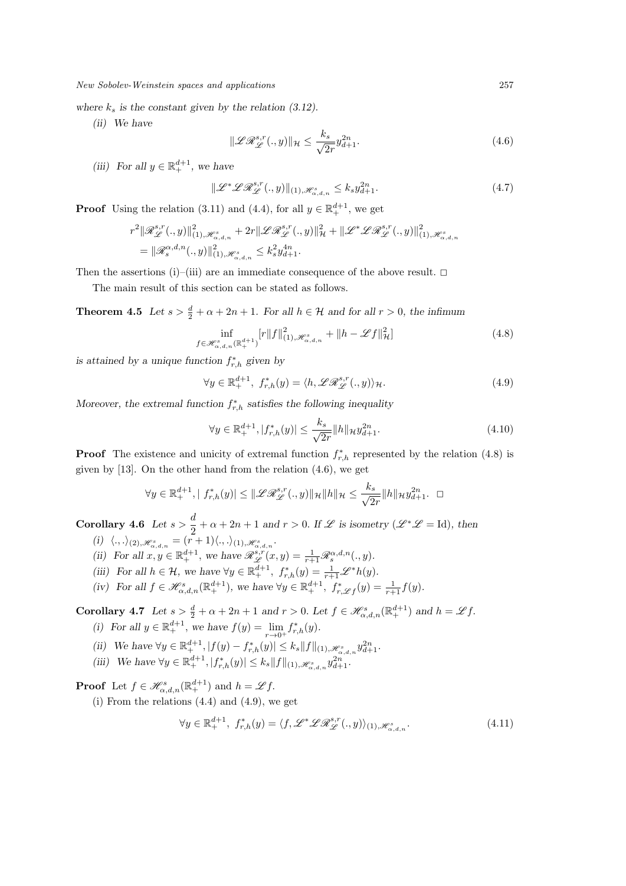*where $k_s$ is the constant given by the relation (3.12).*

*(ii) We have*

$$\|\mathscr{L}\mathscr{R}^{s,r}_{\mathscr{L}}(.,y)\|_{\mathcal{H}} \leq \frac{k_s}{\sqrt{2r}} y^{2n}_{d+1}. \tag{4.6}$$

*(iii) For all $y \in \mathbb{R}^{d+1}_+$, we have*

$$\|\mathscr{L}^*\mathscr{L}\mathscr{R}^{s,r}_{\mathscr{L}}(.,y)\|_{(1),\mathscr{H}^s_{\alpha,d,n}} \leq k_s y^{2n}_{d+1}. \tag{4.7}$$

**Proof** Using the relation (3.11) and (4.4), for all $y \in \mathbb{R}^{d+1}_+$, we get

$$\begin{aligned}
&r^2\|\mathscr{R}^{s,r}_{\mathscr{L}}(.,y)\|^2_{(1),\mathscr{H}^s_{\alpha,d,n}} + 2r\|\mathscr{L}\mathscr{R}^{s,r}_{\mathscr{L}}(.,y)\|^2_{\mathcal{H}} + \|\mathscr{L}^*\mathscr{L}\mathscr{R}^{s,r}_{\mathscr{L}}(.,y)\|^2_{(1),\mathscr{H}^s_{\alpha,d,n}} \\
&= \|\mathscr{R}^{\alpha,d,n}_{s}(.,y)\|^2_{(1),\mathscr{H}^s_{\alpha,d,n}} \leq k_s^2 y^{4n}_{d+1}.
\end{aligned}$$

Then the assertions (i)–(iii) are an immediate consequence of the above result. □

The main result of this section can be stated as follows.

**Theorem 4.5** *Let $s > \frac{d}{2} + \alpha + 2n + 1$. For all $h \in \mathcal{H}$ and for all $r > 0$, the infimum*

$$\inf_{f \in \mathscr{H}^s_{\alpha,d,n}(\mathbb{R}^{d+1}_+)} [r\|f\|^2_{(1),\mathscr{H}^s_{\alpha,d,n}} + \|h - \mathscr{L}f\|^2_{\mathcal{H}}] \tag{4.8}$$

*is attained by a unique function $f^*_{r,h}$ given by*

$$\forall y \in \mathbb{R}^{d+1}_+,\ f^*_{r,h}(y) = \langle h, \mathscr{L}\mathscr{R}^{s,r}_{\mathscr{L}}(.,y)\rangle_{\mathcal{H}}. \tag{4.9}$$

*Moreover, the extremal function $f^*_{r,h}$ satisfies the following inequality*

$$\forall y \in \mathbb{R}^{d+1}_+, |f^*_{r,h}(y)| \leq \frac{k_s}{\sqrt{2r}}\|h\|_{\mathcal{H}} y^{2n}_{d+1}. \tag{4.10}$$

**Proof** The existence and unicity of extremal function $f^*_{r,h}$ represented by the relation (4.8) is given by [13]. On the other hand from the relation (4.6), we get

$$\forall y \in \mathbb{R}^{d+1}_+, |\ f^*_{r,h}(y)| \leq \|\mathscr{L}\mathscr{R}^{s,r}_{\mathscr{L}}(.,y)\|_{\mathcal{H}}\|h\|_{\mathcal{H}} \leq \frac{k_s}{\sqrt{2r}}\|h\|_{\mathcal{H}} y^{2n}_{d+1}. \ \square$$

**Corollary 4.6** *Let $s > \dfrac{d}{2} + \alpha + 2n + 1$ and $r > 0$. If $\mathscr{L}$ is isometry ($\mathscr{L}^*\mathscr{L} = \mathrm{Id}$), then*

*(i) $\langle .,.\rangle_{(2),\mathscr{H}^s_{\alpha,d,n}} = (r+1)\langle .,.\rangle_{(1),\mathscr{H}^s_{\alpha,d,n}}$.*

*(ii) For all $x, y \in \mathbb{R}^{d+1}_+$, we have $\mathscr{R}^{s,r}_{\mathscr{L}}(x,y) = \frac{1}{r+1}\mathscr{R}^{\alpha,d,n}_{s}(.,y)$.*

*(iii) For all $h \in \mathcal{H}$, we have $\forall y \in \mathbb{R}^{d+1}_+,\ f^*_{r,h}(y) = \frac{1}{r+1}\mathscr{L}^*h(y)$.*

*(iv) For all $f \in \mathscr{H}^s_{\alpha,d,n}(\mathbb{R}^{d+1}_+)$, we have $\forall y \in \mathbb{R}^{d+1}_+,\ f^*_{r,\mathscr{L}f}(y) = \frac{1}{r+1}f(y)$.*

**Corollary 4.7** *Let $s > \frac{d}{2} + \alpha + 2n + 1$ and $r > 0$. Let $f \in \mathscr{H}^s_{\alpha,d,n}(\mathbb{R}^{d+1}_+)$ and $h = \mathscr{L}f$.*

*(i) For all $y \in \mathbb{R}^{d+1}_+$, we have $f(y) = \lim\limits_{r\to 0^+} f^*_{r,h}(y)$.*

*(ii) We have $\forall y \in \mathbb{R}^{d+1}_+, |f(y) - f^*_{r,h}(y)| \leq k_s\|f\|_{(1),\mathscr{H}^s_{\alpha,d,n}} y^{2n}_{d+1}$.*

*(iii) We have $\forall y \in \mathbb{R}^{d+1}_+, |f^*_{r,h}(y)| \leq k_s\|f\|_{(1),\mathscr{H}^s_{\alpha,d,n}} y^{2n}_{d+1}$.*

**Proof** Let $f \in \mathscr{H}^s_{\alpha,d,n}(\mathbb{R}^{d+1}_+)$ and $h = \mathscr{L}f$.

(i) From the relations (4.4) and (4.9), we get

$$\forall y \in \mathbb{R}^{d+1}_+,\ f^*_{r,h}(y) = \langle f, \mathscr{L}^*\mathscr{L}\mathscr{R}^{s,r}_{\mathscr{L}}(.,y)\rangle_{(1),\mathscr{H}^s_{\alpha,d,n}}. \tag{4.11}$$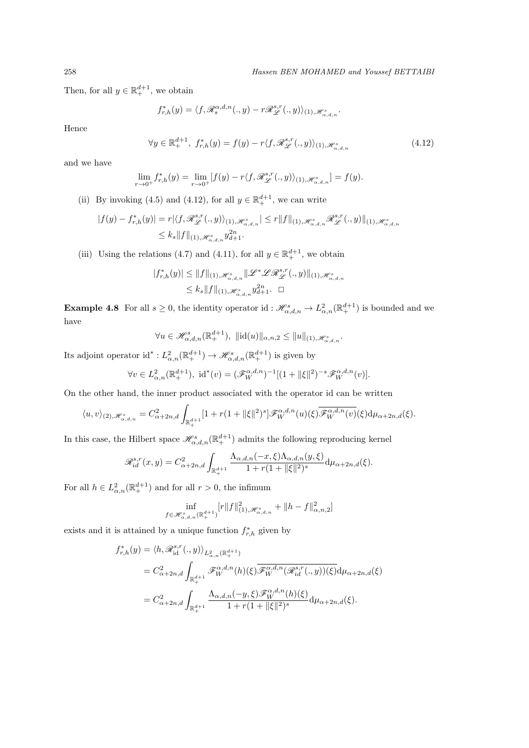Then, for all $y \in \mathbb{R}_+^{d+1}$, we obtain

$$f_{r,h}^*(y) = \langle f, \mathscr{R}_s^{\alpha,d,n}(.,y) - r\mathscr{R}_{\mathscr{L}}^{s,r}(.,y)\rangle_{(1),\mathscr{H}_{\alpha,d,n}^s}.$$

Hence

$$\forall y \in \mathbb{R}_+^{d+1},\ f_{r,h}^*(y) = f(y) - r\langle f, \mathscr{R}_{\mathscr{L}}^{s,r}(.,y)\rangle_{(1),\mathscr{H}_{\alpha,d,n}^s} \tag{4.12}$$

and we have

$$\lim_{r\to 0^+} f_{r,h}^*(y) = \lim_{r\to 0^+}[f(y) - r\langle f, \mathscr{R}_{\mathscr{L}}^{s,r}(.,y)\rangle_{(1),\mathscr{H}_{\alpha,d,n}^s}] = f(y).$$

(ii) By invoking (4.5) and (4.12), for all $y \in \mathbb{R}_+^{d+1}$, we can write

$$\begin{aligned}|f(y) - f_{r,h}^*(y)| &= r|\langle f, \mathscr{R}_{\mathscr{L}}^{s,r}(.,y)\rangle_{(1),\mathscr{H}_{\alpha,d,n}^s}| \leq r\|f\|_{(1),\mathscr{H}_{\alpha,d,n}^s}\|\mathscr{R}_{\mathscr{L}}^{s,r}(.,y)\|_{(1),\mathscr{H}_{\alpha,d,n}^s} \\ &\leq k_s\|f\|_{(1),\mathscr{H}_{\alpha,d,n}^s} y_{d+1}^{2n}.\end{aligned}$$

(iii) Using the relations (4.7) and (4.11), for all $y \in \mathbb{R}_+^{d+1}$, we obtain

$$\begin{aligned}|f_{r,h}^*(y)| &\leq \|f\|_{(1),\mathscr{H}_{\alpha,d,n}^s}\|\mathscr{L}^*\mathscr{L}\mathscr{R}_{\mathscr{L}}^{s,r}(.,y)\|_{(1),\mathscr{H}_{\alpha,d,n}^s} \\ &\leq k_s\|f\|_{(1),\mathscr{H}_{\alpha,d,n}^s} y_{d+1}^{2n}. \quad \square\end{aligned}$$

**Example 4.8** For all $s \geq 0$, the identity operator $\mathrm{id} : \mathscr{H}_{\alpha,d,n}^s \to L_{\alpha,n}^2(\mathbb{R}_+^{d+1})$ is bounded and we have

$$\forall u \in \mathscr{H}_{\alpha,d,n}^s(\mathbb{R}_+^{d+1}),\ \|\mathrm{id}(u)\|_{\alpha,n,2} \leq \|u\|_{(1),\mathscr{H}_{\alpha,d,n}^s}.$$

Its adjoint operator $\mathrm{id}^* : L_{\alpha,n}^2(\mathbb{R}_+^{d+1}) \to \mathscr{H}_{\alpha,d,n}^s(\mathbb{R}_+^{d+1})$ is given by

$$\forall v \in L_{\alpha,n}^2(\mathbb{R}_+^{d+1}),\ \mathrm{id}^*(v) = (\mathscr{F}_W^{\alpha,d,n})^{-1}[(1+\|\xi\|^2)^{-s}\mathscr{F}_W^{\alpha,d,n}(v)].$$

On the other hand, the inner product associated with the operator id can be written

$$\langle u, v\rangle_{(2),\mathscr{H}_{\alpha,d,n}^s} = C_{\alpha+2n,d}^2\int_{\mathbb{R}_+^{d+1}}[1 + r(1+\|\xi\|^2)^s]\mathscr{F}_W^{\alpha,d,n}(u)(\xi)\overline{\mathscr{F}_W^{\alpha,d,n}(v)}(\xi)\mathrm{d}\mu_{\alpha+2n,d}(\xi).$$

In this case, the Hilbert space $\mathscr{H}_{\alpha,d,n}^s(\mathbb{R}_+^{d+1})$ admits the following reproducing kernel

$$\mathscr{R}_{id}^{s,r}(x,y) = C_{\alpha+2n,d}^2\int_{\mathbb{R}_+^{d+1}}\frac{\Lambda_{\alpha,d,n}(-x,\xi)\Lambda_{\alpha,d,n}(y,\xi)}{1 + r(1+\|\xi\|^2)^s}\mathrm{d}\mu_{\alpha+2n,d}(\xi).$$

For all $h \in L_{\alpha,n}^2(\mathbb{R}_+^{d+1})$ and for all $r > 0$, the infimum

$$\inf_{f\in\mathscr{H}_{\alpha,d,n}^s(\mathbb{R}_+^{d+1})}[r\|f\|_{(1),\mathscr{H}_{\alpha,d,n}^s}^2 + \|h - f\|_{\alpha,n,2}^2]$$

exists and it is attained by a unique function $f_{r,h}^*$ given by

$$\begin{aligned}f_{r,h}^*(y) &= \langle h, \mathscr{R}_{\mathrm{id}}^{s,r}(.,y)\rangle_{L_{\alpha,n}^2(\mathbb{R}_+^{d+1})} \\ &= C_{\alpha+2n,d}^2\int_{\mathbb{R}_+^{d+1}}\mathscr{F}_W^{\alpha,d,n}(h)(\xi)\overline{\mathscr{F}_W^{\alpha,d,n}(\mathscr{R}_{id}^{s,r}(.,y))(\xi)}\mathrm{d}\mu_{\alpha+2n,d}(\xi) \\ &= C_{\alpha+2n,d}^2\int_{\mathbb{R}_+^{d+1}}\frac{\Lambda_{\alpha,d,n}(-y,\xi)\mathscr{F}_W^{\alpha,d,n}(h)(\xi)}{1 + r(1+\|\xi\|^2)^s}\mathrm{d}\mu_{\alpha+2n,d}(\xi).\end{aligned}$$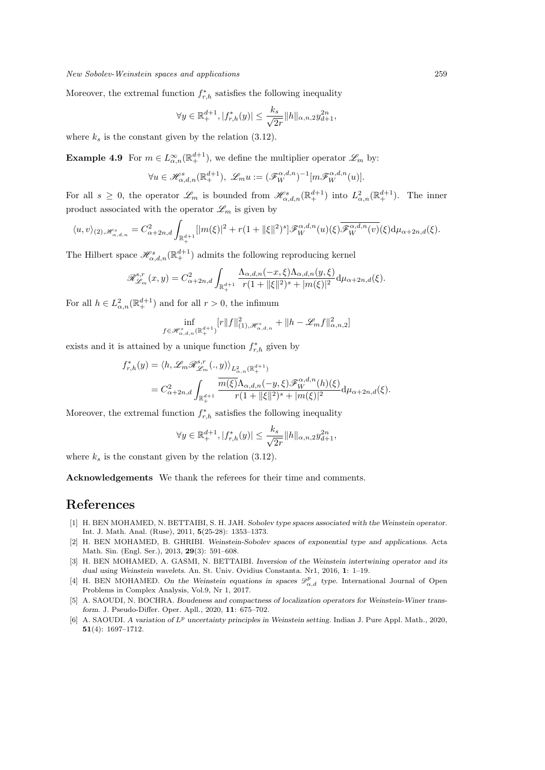Moreover, the extremal function $f^*_{r,h}$ satisfies the following inequality

$$\forall y \in \mathbb{R}^{d+1}_+, |f^*_{r,h}(y)| \leq \frac{k_s}{\sqrt{2r}} \|h\|_{\alpha,n,2} y^{2n}_{d+1},$$

where $k_s$ is the constant given by the relation (3.12).

**Example 4.9** For $m \in L^\infty_{\alpha,n}(\mathbb{R}^{d+1}_+)$, we define the multiplier operator $\mathscr{L}_m$ by:

$$\forall u \in \mathscr{H}^s_{\alpha,d,n}(\mathbb{R}^{d+1}_+),\ \mathscr{L}_m u := (\mathscr{F}^{\alpha,d,n}_W)^{-1}[m \mathscr{F}^{\alpha,d,n}_W(u)].$$

For all $s \geq 0$, the operator $\mathscr{L}_m$ is bounded from $\mathscr{H}^s_{\alpha,d,n}(\mathbb{R}^{d+1}_+)$ into $L^2_{\alpha,n}(\mathbb{R}^{d+1}_+)$. The inner product associated with the operator $\mathscr{L}_m$ is given by

$$\langle u, v\rangle_{(2),\mathscr{H}^s_{\alpha,d,n}} = C^2_{\alpha+2n,d} \int_{\mathbb{R}^{d+1}_+} [|m(\xi)|^2 + r(1+\|\xi\|^2)^s] \mathscr{F}^{\alpha,d,n}_W(u)(\xi) \overline{\mathscr{F}^{\alpha,d,n}_W(v)}(\xi) \mathrm{d}\mu_{\alpha+2n,d}(\xi).$$

The Hilbert space $\mathscr{H}^s_{\alpha,d,n}(\mathbb{R}^{d+1}_+)$ admits the following reproducing kernel

$$\mathscr{R}^{s,r}_{\mathscr{L}_m}(x,y) = C^2_{\alpha+2n,d} \int_{\mathbb{R}^{d+1}_+} \frac{\Lambda_{\alpha,d,n}(-x,\xi)\Lambda_{\alpha,d,n}(y,\xi)}{r(1+\|\xi\|^2)^s + |m(\xi)|^2} \mathrm{d}\mu_{\alpha+2n,d}(\xi).$$

For all $h \in L^2_{\alpha,n}(\mathbb{R}^{d+1}_+)$ and for all $r > 0$, the infimum

$$\inf_{f \in \mathscr{H}^s_{\alpha,d,n}(\mathbb{R}^{d+1}_+)} [r\|f\|^2_{(1),\mathscr{H}^s_{\alpha,d,n}} + \|h - \mathscr{L}_m f\|^2_{\alpha,n,2}]$$

exists and it is attained by a unique function $f^*_{r,h}$ given by

$$\begin{aligned} f^*_{r,h}(y) &= \langle h, \mathscr{L}_m \mathscr{R}^{s,r}_{\mathscr{L}_m}(.,y)\rangle_{L^2_{\alpha,n}(\mathbb{R}^{d+1}_+)} \\ &= C^2_{\alpha+2n,d} \int_{\mathbb{R}^{d+1}_+} \frac{\overline{m(\xi)}\Lambda_{\alpha,d,n}(-y,\xi)\mathscr{F}^{\alpha,d,n}_W(h)(\xi)}{r(1+\|\xi\|^2)^s + |m(\xi)|^2} \mathrm{d}\mu_{\alpha+2n,d}(\xi). \end{aligned}$$

Moreover, the extremal function $f^*_{r,h}$ satisfies the following inequality

$$\forall y \in \mathbb{R}^{d+1}_+, |f^*_{r,h}(y)| \leq \frac{k_s}{\sqrt{2r}} \|h\|_{\alpha,n,2} y^{2n}_{d+1},$$

where $k_s$ is the constant given by the relation (3.12).

**Acknowledgements** We thank the referees for their time and comments.

# References

[1] H. BEN MOHAMED, N. BETTAIBI, S. H. JAH. *Sobolev type spaces associated with the Weinstein operator*. Int. J. Math. Anal. (Ruse), 2011, **5**(25-28): 1353–1373.

[2] H. BEN MOHAMED, B. GHRIBI. *Weinstein-Sobolev spaces of exponential type and applications*. Acta Math. Sin. (Engl. Ser.), 2013, **29**(3): 591–608.

[3] H. BEN MOHAMED, A. GASMI, N. BETTAIBI. *Inversion of the Weinstein intertwining operator and its dual using Weinstein wavelets*. An. St. Univ. Ovidius Constanta. Nr1, 2016, **1**: 1–19.

[4] H. BEN MOHAMED. *On the Weinstein equations in spaces $\mathscr{D}^p_{\alpha,d}$ type*. International Journal of Open Problems in Complex Analysis, Vol.9, Nr 1, 2017.

[5] A. SAOUDI, N. BOCHRA. *Boudeness and compactness of localization operators for Weinstein-Winer transform*. J. Pseudo-Differ. Oper. Apll., 2020, **11**: 675–702.

[6] A. SAOUDI. *A variation of $L^p$ uncertainty principles in Weinstein setting*. Indian J. Pure Appl. Math., 2020, **51**(4): 1697–1712.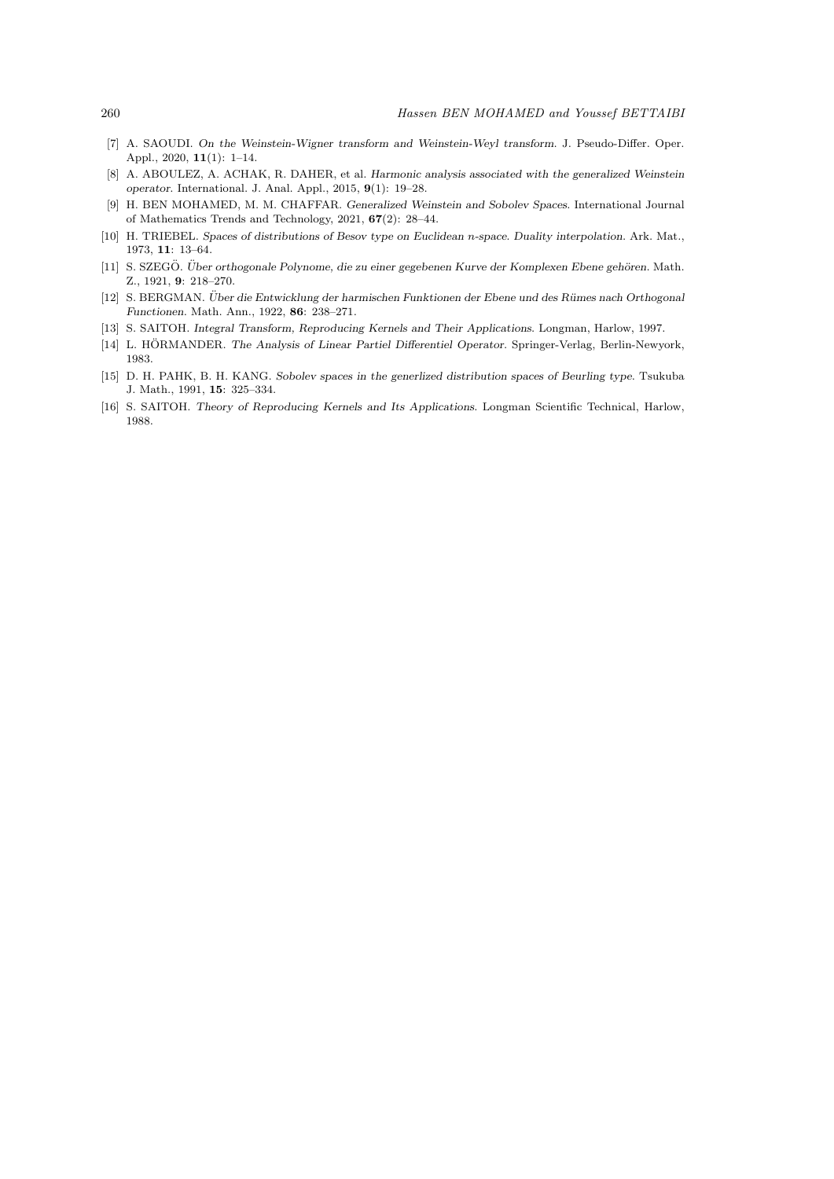[7] A. SAOUDI. *On the Weinstein-Wigner transform and Weinstein-Weyl transform*. J. Pseudo-Differ. Oper. Appl., 2020, **11**(1): 1–14.

[8] A. ABOULEZ, A. ACHAK, R. DAHER, et al. *Harmonic analysis associated with the generalized Weinstein operator*. International. J. Anal. Appl., 2015, **9**(1): 19–28.

[9] H. BEN MOHAMED, M. M. CHAFFAR. *Generalized Weinstein and Sobolev Spaces*. International Journal of Mathematics Trends and Technology, 2021, **67**(2): 28–44.

[10] H. TRIEBEL. *Spaces of distributions of Besov type on Euclidean n-space. Duality interpolation*. Ark. Mat., 1973, **11**: 13–64.

[11] S. SZEGÖ. *Über orthogonale Polynome, die zu einer gegebenen Kurve der Komplexen Ebene gehören*. Math. Z., 1921, **9**: 218–270.

[12] S. BERGMAN. *Über die Entwicklung der harmischen Funktionen der Ebene und des Rümes nach Orthogonal Functionen*. Math. Ann., 1922, **86**: 238–271.

[13] S. SAITOH. *Integral Transform, Reproducing Kernels and Their Applications*. Longman, Harlow, 1997.

[14] L. HÖRMANDER. *The Analysis of Linear Partiel Differentiel Operator*. Springer-Verlag, Berlin-Newyork, 1983.

[15] D. H. PAHK, B. H. KANG. *Sobolev spaces in the generlized distribution spaces of Beurling type*. Tsukuba J. Math., 1991, **15**: 325–334.

[16] S. SAITOH. *Theory of Reproducing Kernels and Its Applications*. Longman Scientific Technical, Harlow, 1988.